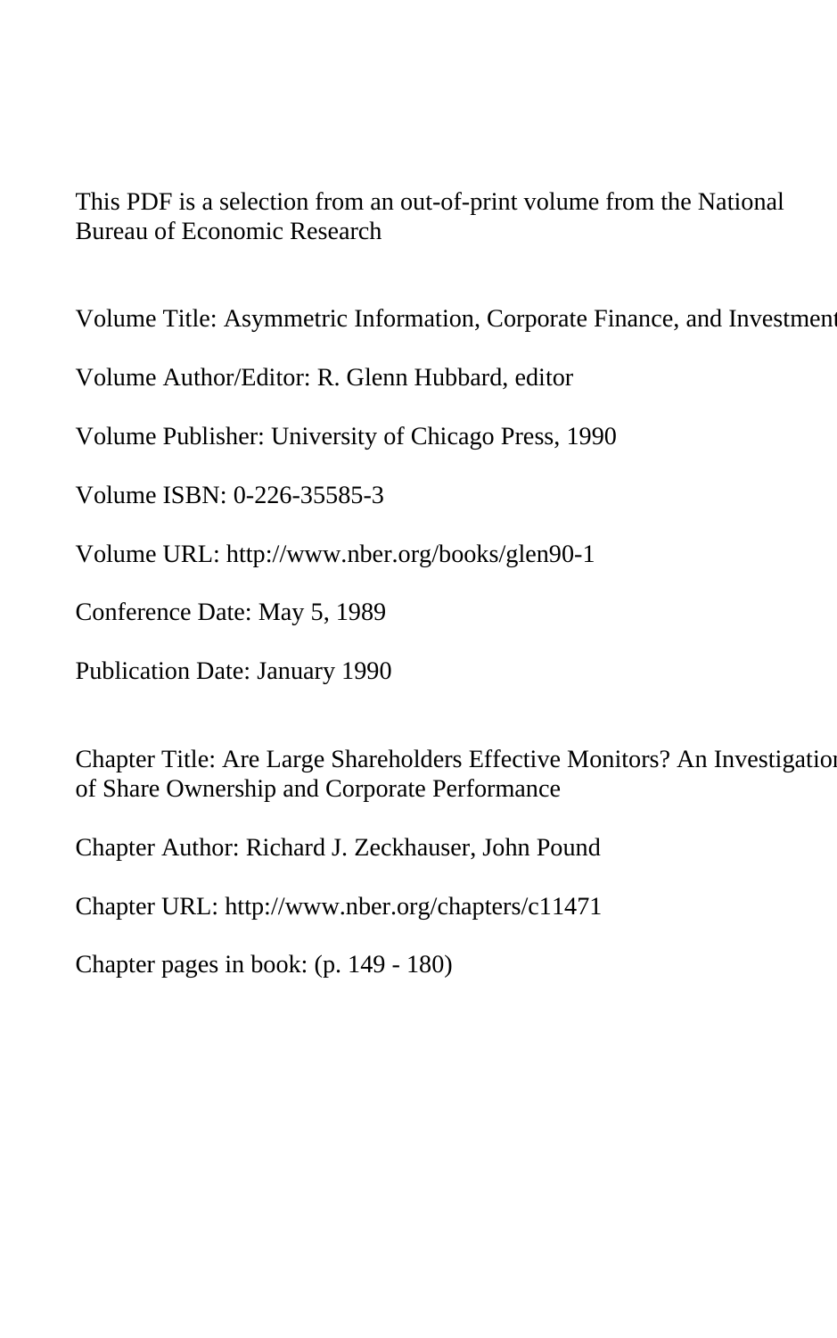This PDF is a selection from an out-of-print volume from the National Bureau of Economic Research

Volume Title: Asymmetric Information, Corporate Finance, and Investment

Volume Author/Editor: R. Glenn Hubbard, editor

Volume Publisher: University of Chicago Press, 1990

Volume ISBN: 0-226-35585-3

Volume URL: http://www.nber.org/books/glen90-1

Conference Date: May 5, 1989

Publication Date: January 1990

Chapter Title: Are Large Shareholders Effective Monitors? An Investigation of Share Ownership and Corporate Performance

Chapter Author: Richard J. Zeckhauser, John Pound

Chapter URL: http://www.nber.org/chapters/c11471

Chapter pages in book: (p. 149 - 180)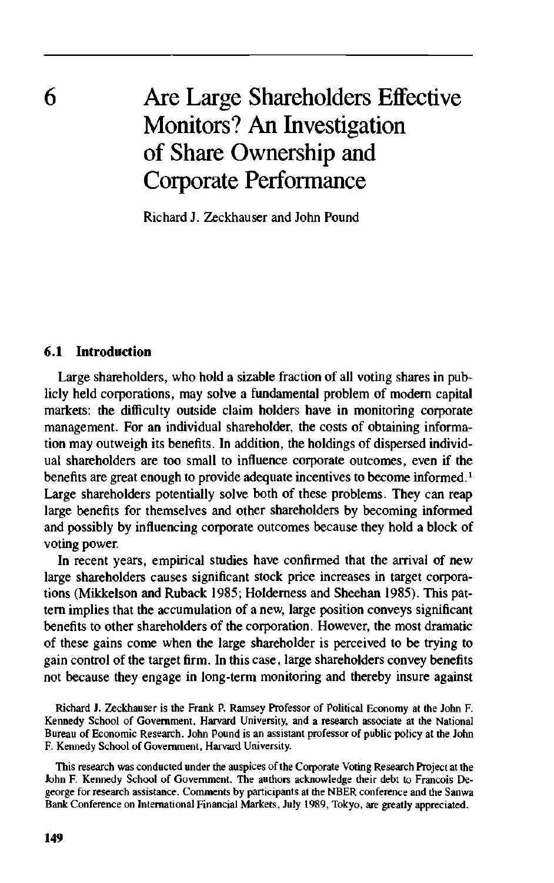# 6 Are Large Shareholders Effective Monitors? An Investigation of Share Ownership and Corporate Performance

Richard J. Zeckhauser and John Pound

## 6.1 Introduction

Large shareholders, who hold a sizable fraction of all voting shares in publicly held corporations, may solve a fundamental problem of modern capital markets: the difficulty outside claim holders have in monitoring corporate management. For an individual shareholder, the costs of obtaining information may outweigh its benefits. In addition, the holdings of dispersed individual shareholders are too small to influence corporate outcomes, even if the benefits are great enough to provide adequate incentives to become informed.[1] Large shareholders potentially solve both of these problems. They can reap large benefits for themselves and other shareholders by becoming informed and possibly by influencing corporate outcomes because they hold a block of voting power.

In recent years, empirical studies have confirmed that the arrival of new large shareholders causes significant stock price increases in target corporations (Mikkelson and Ruback 1985; Holderness and Sheehan 1985). This pattern implies that the accumulation of a new, large position conveys significant benefits to other shareholders of the corporation. However, the most dramatic of these gains come when the large shareholder is perceived to be trying to gain control of the target firm. In this case, large shareholders convey benefits not because they engage in long-term monitoring and thereby insure against

Richard J. Zeckhauser is the Frank P. Ramsey Professor of Political Economy at the John F. Kennedy School of Government, Harvard University, and a research associate at the National Bureau of Economic Research. John Pound is an assistant professor of public policy at the John F. Kennedy School of Government, Harvard University.

This research was conducted under the auspices of the Corporate Voting Research Project at the John F. Kennedy School of Government. The authors acknowledge their debt to Francois Degeorge for research assistance. Comments by participants at the NBER conference and the Sanwa Bank Conference on International Financial Markets, July 1989, Tokyo, are greatly appreciated.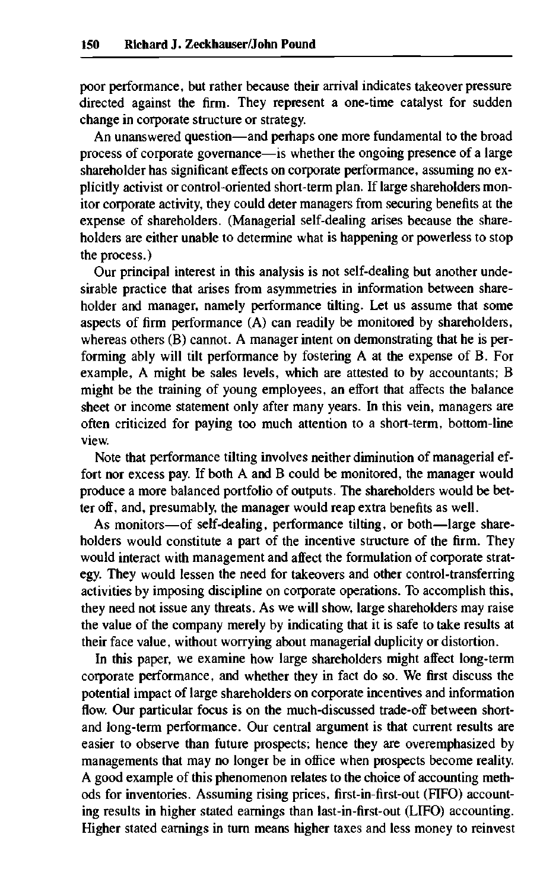poor performance, but rather because their arrival indicates takeover pressure directed against the firm. They represent a one-time catalyst for sudden change in corporate structure or strategy.

An unanswered question—and perhaps one more fundamental to the broad process of corporate governance—is whether the ongoing presence of a large shareholder has significant effects on corporate performance, assuming no explicitly activist or control-oriented short-term plan. If large shareholders monitor corporate activity, they could deter managers from securing benefits at the expense of shareholders. (Managerial self-dealing arises because the shareholders are either unable to determine what is happening or powerless to stop the process.)

Our principal interest in this analysis is not self-dealing but another undesirable practice that arises from asymmetries in information between shareholder and manager, namely performance tilting. Let us assume that some aspects of firm performance (A) can readily be monitored by shareholders, whereas others (B) cannot. A manager intent on demonstrating that he is performing ably will tilt performance by fostering A at the expense of B. For example, A might be sales levels, which are attested to by accountants; B might be the training of young employees, an effort that affects the balance sheet or income statement only after many years. In this vein, managers are often criticized for paying too much attention to a short-term, bottom-line view.

Note that performance tilting involves neither diminution of managerial effort nor excess pay. If both A and B could be monitored, the manager would produce a more balanced portfolio of outputs. The shareholders would be better off, and, presumably, the manager would reap extra benefits as well.

As monitors—of self-dealing, performance tilting, or both—large shareholders would constitute a part of the incentive structure of the firm. They would interact with management and affect the formulation of corporate strategy. They would lessen the need for takeovers and other control-transferring activities by imposing discipline on corporate operations. To accomplish this, they need not issue any threats. As we will show, large shareholders may raise the value of the company merely by indicating that it is safe to take results at their face value, without worrying about managerial duplicity or distortion.

In this paper, we examine how large shareholders might affect long-term corporate performance, and whether they in fact do so. We first discuss the potential impact of large shareholders on corporate incentives and information flow. Our particular focus is on the much-discussed trade-off between short- and long-term performance. Our central argument is that current results are easier to observe than future prospects; hence they are overemphasized by managements that may no longer be in office when prospects become reality. A good example of this phenomenon relates to the choice of accounting methods for inventories. Assuming rising prices, first-in-first-out (FIFO) accounting results in higher stated earnings than last-in-first-out (LIFO) accounting. Higher stated earnings in turn means higher taxes and less money to reinvest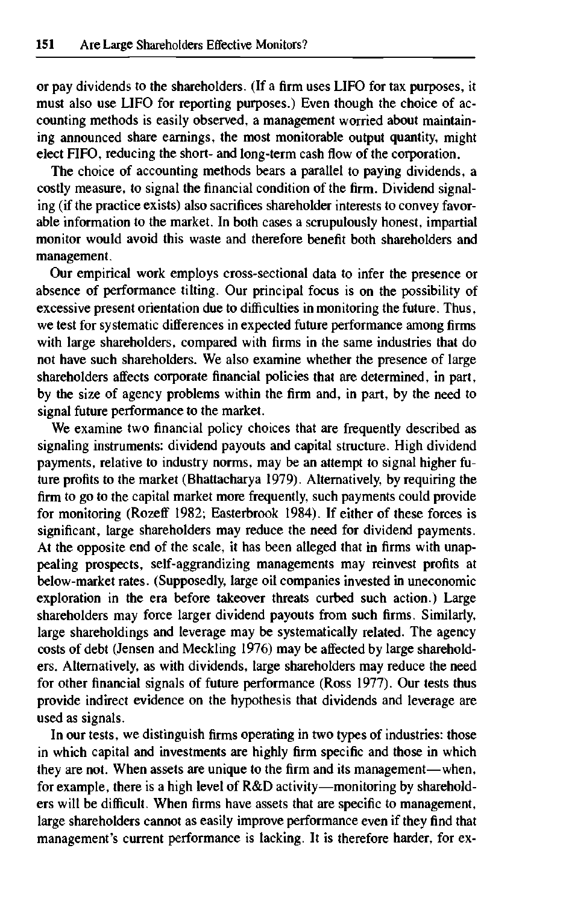or pay dividends to the shareholders. (If a firm uses LIFO for tax purposes, it must also use LIFO for reporting purposes.) Even though the choice of accounting methods is easily observed, a management worried about maintaining announced share earnings, the most monitorable output quantity, might elect FIFO, reducing the short- and long-term cash flow of the corporation.

The choice of accounting methods bears a parallel to paying dividends, a costly measure, to signal the financial condition of the firm. Dividend signaling (if the practice exists) also sacrifices shareholder interests to convey favorable information to the market. In both cases a scrupulously honest, impartial monitor would avoid this waste and therefore benefit both shareholders and management.

Our empirical work employs cross-sectional data to infer the presence or absence of performance tilting. Our principal focus is on the possibility of excessive present orientation due to difficulties in monitoring the future. Thus, we test for systematic differences in expected future performance among firms with large shareholders, compared with firms in the same industries that do not have such shareholders. We also examine whether the presence of large shareholders affects corporate financial policies that are determined, in part, by the size of agency problems within the firm and, in part, by the need to signal future performance to the market.

We examine two financial policy choices that are frequently described as signaling instruments: dividend payouts and capital structure. High dividend payments, relative to industry norms, may be an attempt to signal higher future profits to the market (Bhattacharya 1979). Alternatively, by requiring the firm to go to the capital market more frequently, such payments could provide for monitoring (Rozeff 1982; Easterbrook 1984). If either of these forces is significant, large shareholders may reduce the need for dividend payments. At the opposite end of the scale, it has been alleged that in firms with unappealing prospects, self-aggrandizing managements may reinvest profits at below-market rates. (Supposedly, large oil companies invested in uneconomic exploration in the era before takeover threats curbed such action.) Large shareholders may force larger dividend payouts from such firms. Similarly, large shareholdings and leverage may be systematically related. The agency costs of debt (Jensen and Meckling 1976) may be affected by large shareholders. Alternatively, as with dividends, large shareholders may reduce the need for other financial signals of future performance (Ross 1977). Our tests thus provide indirect evidence on the hypothesis that dividends and leverage are used as signals.

In our tests, we distinguish firms operating in two types of industries: those in which capital and investments are highly firm specific and those in which they are not. When assets are unique to the firm and its management—when, for example, there is a high level of R&D activity—monitoring by shareholders will be difficult. When firms have assets that are specific to management, large shareholders cannot as easily improve performance even if they find that management's current performance is lacking. It is therefore harder, for ex-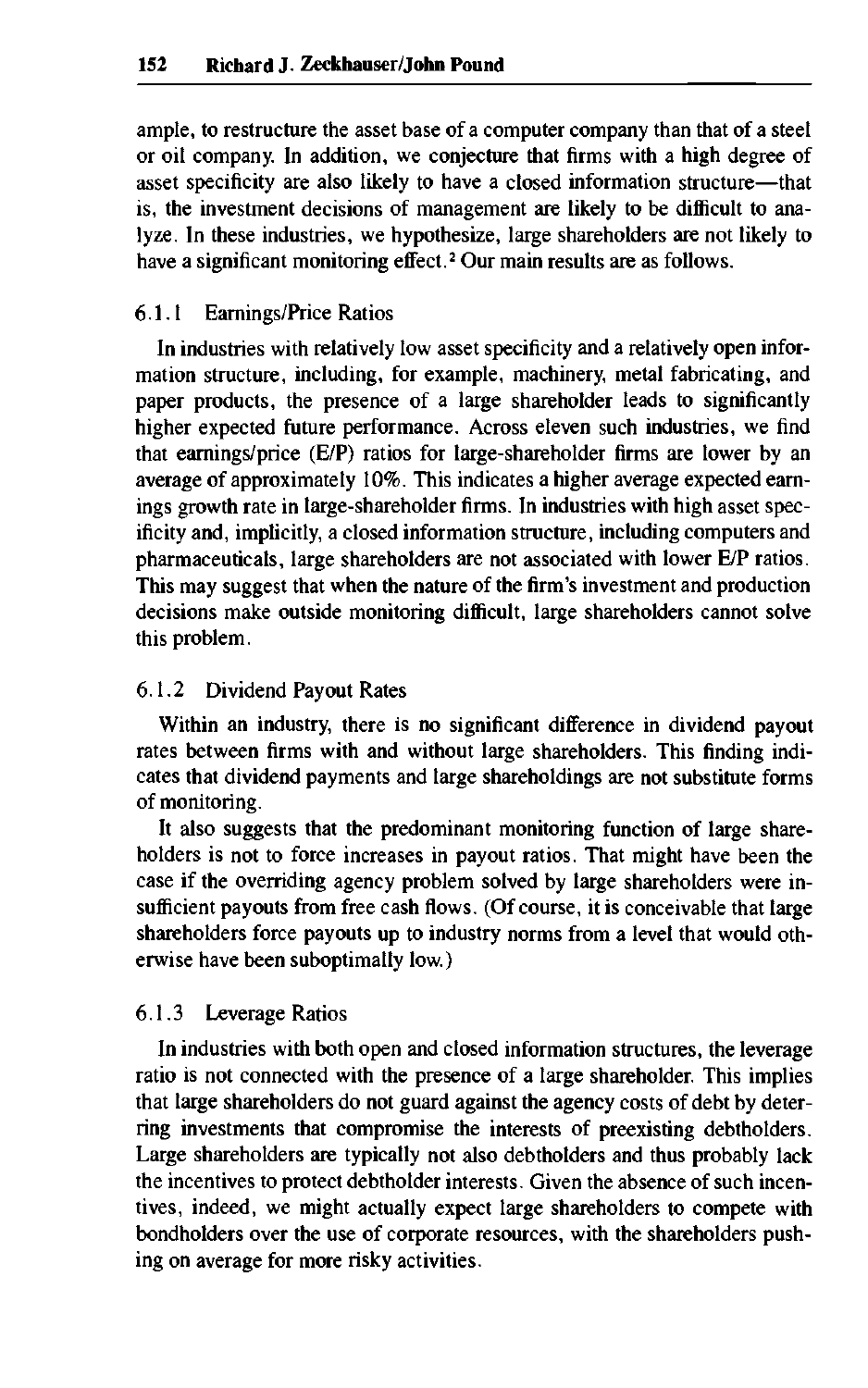ample, to restructure the asset base of a computer company than that of a steel or oil company. In addition, we conjecture that firms with a high degree of asset specificity are also likely to have a closed information structure—that is, the investment decisions of management are likely to be difficult to analyze. In these industries, we hypothesize, large shareholders are not likely to have a significant monitoring effect.[2] Our main results are as follows.

### 6.1.1 Earnings/Price Ratios

In industries with relatively low asset specificity and a relatively open information structure, including, for example, machinery, metal fabricating, and paper products, the presence of a large shareholder leads to significantly higher expected future performance. Across eleven such industries, we find that earnings/price (E/P) ratios for large-shareholder firms are lower by an average of approximately 10%. This indicates a higher average expected earnings growth rate in large-shareholder firms. In industries with high asset specificity and, implicitly, a closed information structure, including computers and pharmaceuticals, large shareholders are not associated with lower E/P ratios. This may suggest that when the nature of the firm's investment and production decisions make outside monitoring difficult, large shareholders cannot solve this problem.

### 6.1.2 Dividend Payout Rates

Within an industry, there is no significant difference in dividend payout rates between firms with and without large shareholders. This finding indicates that dividend payments and large shareholdings are not substitute forms of monitoring.

It also suggests that the predominant monitoring function of large shareholders is not to force increases in payout ratios. That might have been the case if the overriding agency problem solved by large shareholders were insufficient payouts from free cash flows. (Of course, it is conceivable that large shareholders force payouts up to industry norms from a level that would otherwise have been suboptimally low.)

### 6.1.3 Leverage Ratios

In industries with both open and closed information structures, the leverage ratio is not connected with the presence of a large shareholder. This implies that large shareholders do not guard against the agency costs of debt by deterring investments that compromise the interests of preexisting debtholders. Large shareholders are typically not also debtholders and thus probably lack the incentives to protect debtholder interests. Given the absence of such incentives, indeed, we might actually expect large shareholders to compete with bondholders over the use of corporate resources, with the shareholders pushing on average for more risky activities.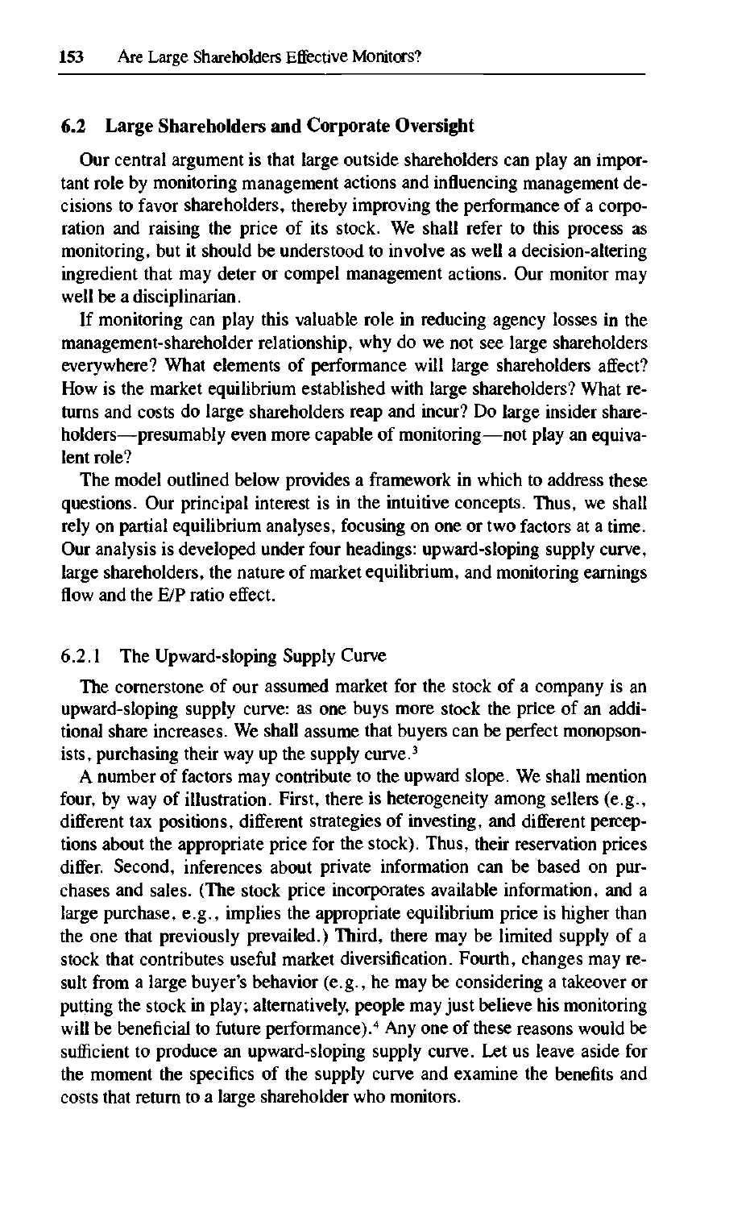## 6.2 Large Shareholders and Corporate Oversight

Our central argument is that large outside shareholders can play an important role by monitoring management actions and influencing management decisions to favor shareholders, thereby improving the performance of a corporation and raising the price of its stock. We shall refer to this process as monitoring, but it should be understood to involve as well a decision-altering ingredient that may deter or compel management actions. Our monitor may well be a disciplinarian.

If monitoring can play this valuable role in reducing agency losses in the management-shareholder relationship, why do we not see large shareholders everywhere? What elements of performance will large shareholders affect? How is the market equilibrium established with large shareholders? What returns and costs do large shareholders reap and incur? Do large insider shareholders—presumably even more capable of monitoring—not play an equivalent role?

The model outlined below provides a framework in which to address these questions. Our principal interest is in the intuitive concepts. Thus, we shall rely on partial equilibrium analyses, focusing on one or two factors at a time. Our analysis is developed under four headings: upward-sloping supply curve, large shareholders, the nature of market equilibrium, and monitoring earnings flow and the E/P ratio effect.

### 6.2.1 The Upward-sloping Supply Curve

The cornerstone of our assumed market for the stock of a company is an upward-sloping supply curve: as one buys more stock the price of an additional share increases. We shall assume that buyers can be perfect monopsonists, purchasing their way up the supply curve.[3]

A number of factors may contribute to the upward slope. We shall mention four, by way of illustration. First, there is heterogeneity among sellers (e.g., different tax positions, different strategies of investing, and different perceptions about the appropriate price for the stock). Thus, their reservation prices differ. Second, inferences about private information can be based on purchases and sales. (The stock price incorporates available information, and a large purchase, e.g., implies the appropriate equilibrium price is higher than the one that previously prevailed.) Third, there may be limited supply of a stock that contributes useful market diversification. Fourth, changes may result from a large buyer's behavior (e.g., he may be considering a takeover or putting the stock in play; alternatively, people may just believe his monitoring will be beneficial to future performance).[4] Any one of these reasons would be sufficient to produce an upward-sloping supply curve. Let us leave aside for the moment the specifics of the supply curve and examine the benefits and costs that return to a large shareholder who monitors.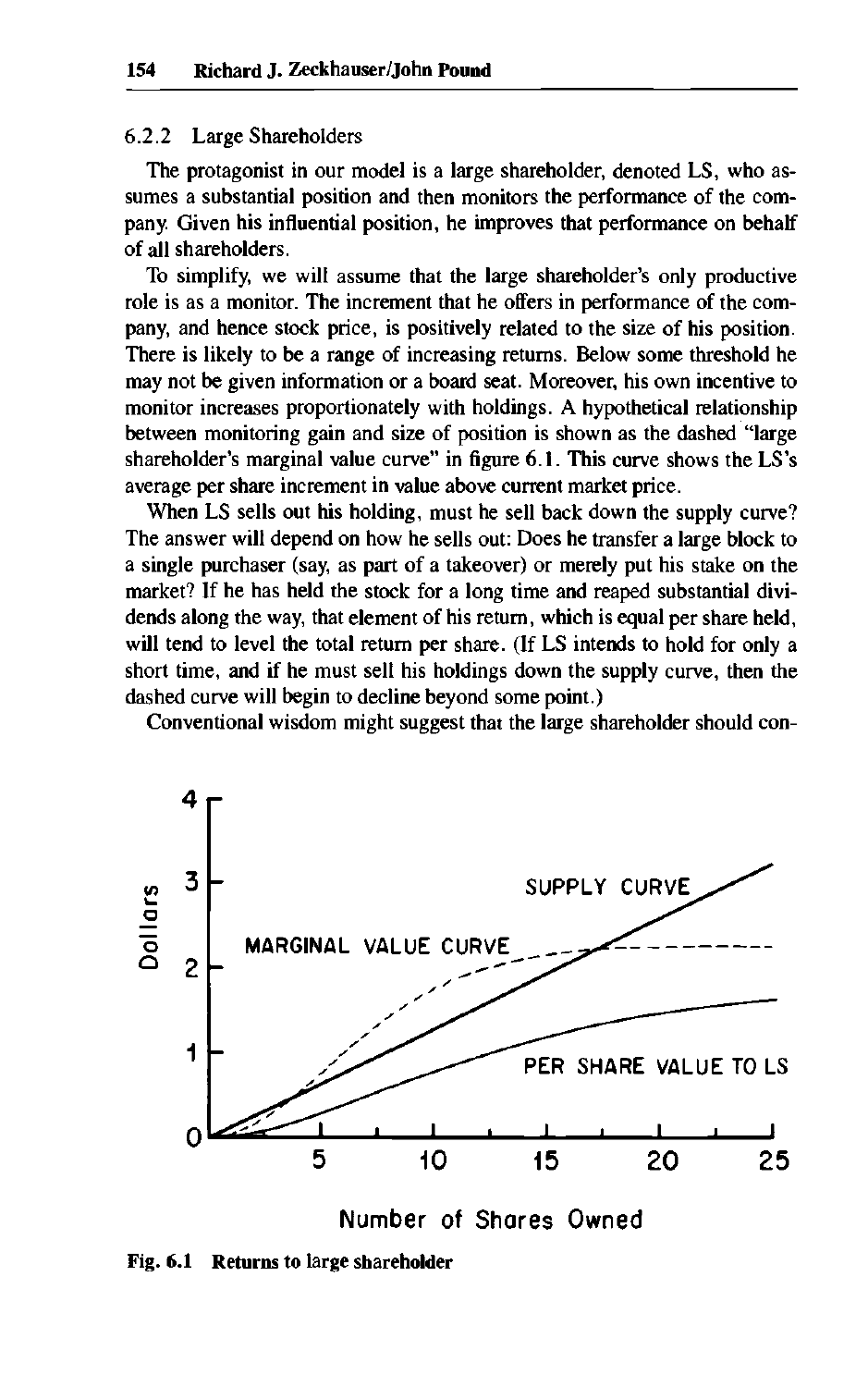### 6.2.2 Large Shareholders

The protagonist in our model is a large shareholder, denoted LS, who assumes a substantial position and then monitors the performance of the company. Given his influential position, he improves that performance on behalf of all shareholders.

To simplify, we will assume that the large shareholder's only productive role is as a monitor. The increment that he offers in performance of the company, and hence stock price, is positively related to the size of his position. There is likely to be a range of increasing returns. Below some threshold he may not be given information or a board seat. Moreover, his own incentive to monitor increases proportionately with holdings. A hypothetical relationship between monitoring gain and size of position is shown as the dashed "large shareholder's marginal value curve" in figure 6.1. This curve shows the LS's average per share increment in value above current market price.

When LS sells out his holding, must he sell back down the supply curve? The answer will depend on how he sells out: Does he transfer a large block to a single purchaser (say, as part of a takeover) or merely put his stake on the market? If he has held the stock for a long time and reaped substantial dividends along the way, that element of his return, which is equal per share held, will tend to level the total return per share. (If LS intends to hold for only a short time, and if he must sell his holdings down the supply curve, then the dashed curve will begin to decline beyond some point.)

Conventional wisdom might suggest that the large shareholder should con-

Dollars
4
3
2
1
0
SUPPLY CURVE
MARGINAL VALUE CURVE
PER SHARE VALUE TO LS
5
10
15
20
25
Number of Shares Owned

**Fig. 6.1 Returns to large shareholder**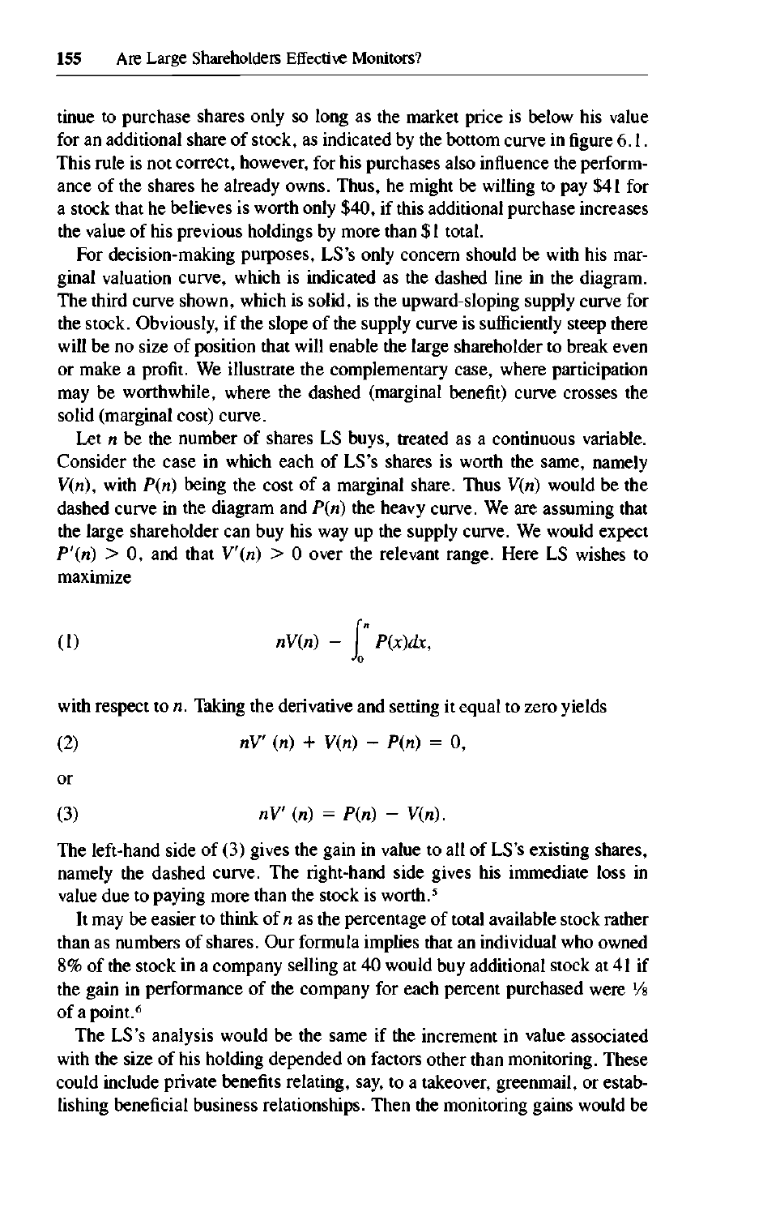tinue to purchase shares only so long as the market price is below his value for an additional share of stock, as indicated by the bottom curve in figure 6.1. This rule is not correct, however, for his purchases also influence the performance of the shares he already owns. Thus, he might be willing to pay $41 for a stock that he believes is worth only $40, if this additional purchase increases the value of his previous holdings by more than $1 total.

For decision-making purposes, LS's only concern should be with his marginal valuation curve, which is indicated as the dashed line in the diagram. The third curve shown, which is solid, is the upward-sloping supply curve for the stock. Obviously, if the slope of the supply curve is sufficiently steep there will be no size of position that will enable the large shareholder to break even or make a profit. We illustrate the complementary case, where participation may be worthwhile, where the dashed (marginal benefit) curve crosses the solid (marginal cost) curve.

Let $n$ be the number of shares LS buys, treated as a continuous variable. Consider the case in which each of LS's shares is worth the same, namely $V(n)$, with $P(n)$ being the cost of a marginal share. Thus $V(n)$ would be the dashed curve in the diagram and $P(n)$ the heavy curve. We are assuming that the large shareholder can buy his way up the supply curve. We would expect $P'(n) > 0$, and that $V'(n) > 0$ over the relevant range. Here LS wishes to maximize

$$nV(n) - \int_0^n P(x)dx, \tag{1}$$

with respect to $n$. Taking the derivative and setting it equal to zero yields

$$nV'(n) + V(n) - P(n) = 0, \tag{2}$$

or

$$nV'(n) = P(n) - V(n). \tag{3}$$

The left-hand side of (3) gives the gain in value to all of LS's existing shares, namely the dashed curve. The right-hand side gives his immediate loss in value due to paying more than the stock is worth.[5]

It may be easier to think of $n$ as the percentage of total available stock rather than as numbers of shares. Our formula implies that an individual who owned 8% of the stock in a company selling at 40 would buy additional stock at 41 if the gain in performance of the company for each percent purchased were $\frac{1}{8}$ of a point.[6]

The LS's analysis would be the same if the increment in value associated with the size of his holding depended on factors other than monitoring. These could include private benefits relating, say, to a takeover, greenmail, or establishing beneficial business relationships. Then the monitoring gains would be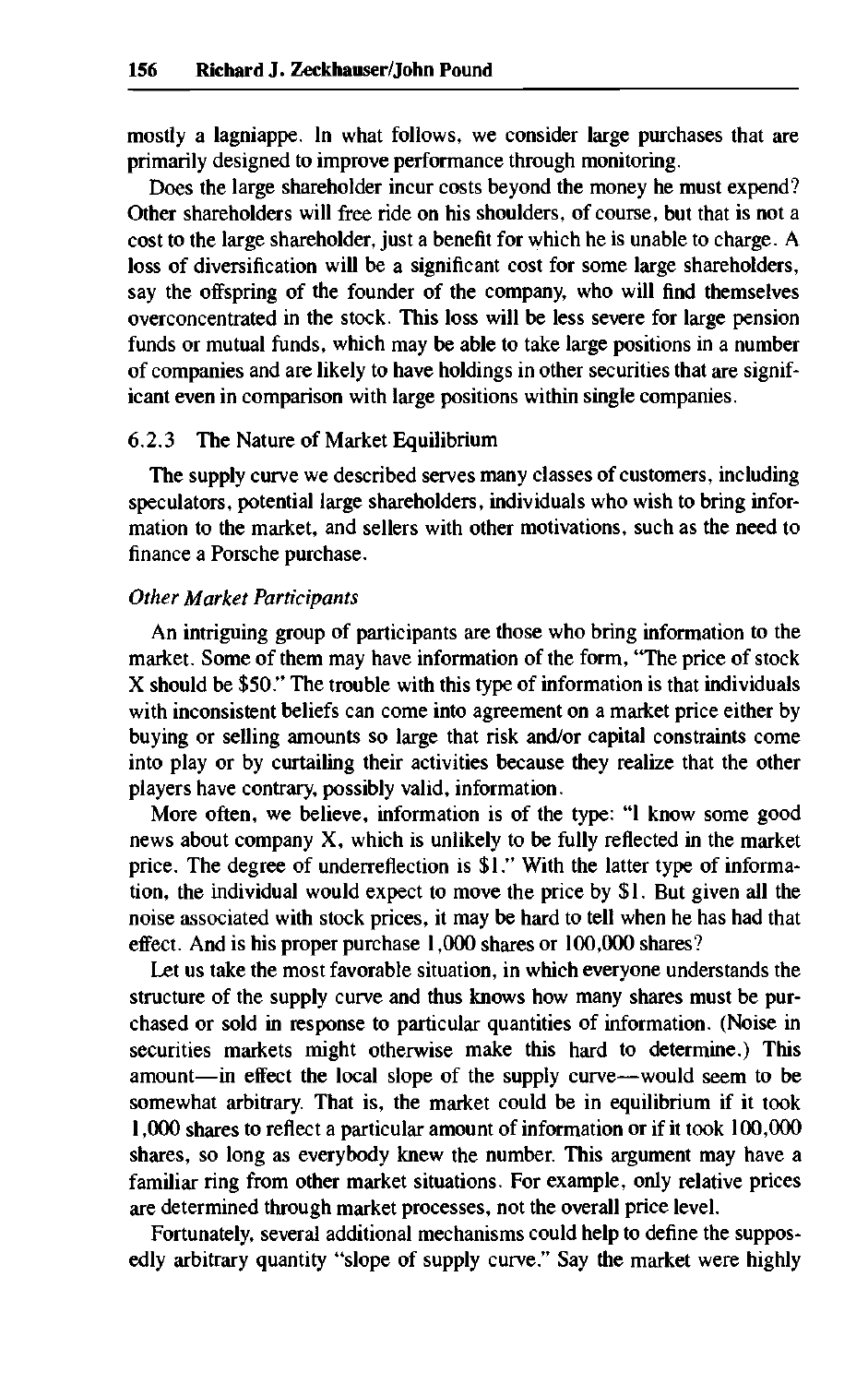mostly a lagniappe. In what follows, we consider large purchases that are primarily designed to improve performance through monitoring.

Does the large shareholder incur costs beyond the money he must expend? Other shareholders will free ride on his shoulders, of course, but that is not a cost to the large shareholder, just a benefit for which he is unable to charge. A loss of diversification will be a significant cost for some large shareholders, say the offspring of the founder of the company, who will find themselves overconcentrated in the stock. This loss will be less severe for large pension funds or mutual funds, which may be able to take large positions in a number of companies and are likely to have holdings in other securities that are significant even in comparison with large positions within single companies.

### 6.2.3 The Nature of Market Equilibrium

The supply curve we described serves many classes of customers, including speculators, potential large shareholders, individuals who wish to bring information to the market, and sellers with other motivations, such as the need to finance a Porsche purchase.

#### *Other Market Participants*

An intriguing group of participants are those who bring information to the market. Some of them may have information of the form, "The price of stock X should be $50." The trouble with this type of information is that individuals with inconsistent beliefs can come into agreement on a market price either by buying or selling amounts so large that risk and/or capital constraints come into play or by curtailing their activities because they realize that the other players have contrary, possibly valid, information.

More often, we believe, information is of the type: "I know some good news about company X, which is unlikely to be fully reflected in the market price. The degree of underreflection is $1." With the latter type of information, the individual would expect to move the price by $1. But given all the noise associated with stock prices, it may be hard to tell when he has had that effect. And is his proper purchase 1,000 shares or 100,000 shares?

Let us take the most favorable situation, in which everyone understands the structure of the supply curve and thus knows how many shares must be purchased or sold in response to particular quantities of information. (Noise in securities markets might otherwise make this hard to determine.) This amount—in effect the local slope of the supply curve—would seem to be somewhat arbitrary. That is, the market could be in equilibrium if it took 1,000 shares to reflect a particular amount of information or if it took 100,000 shares, so long as everybody knew the number. This argument may have a familiar ring from other market situations. For example, only relative prices are determined through market processes, not the overall price level.

Fortunately, several additional mechanisms could help to define the supposedly arbitrary quantity "slope of supply curve." Say the market were highly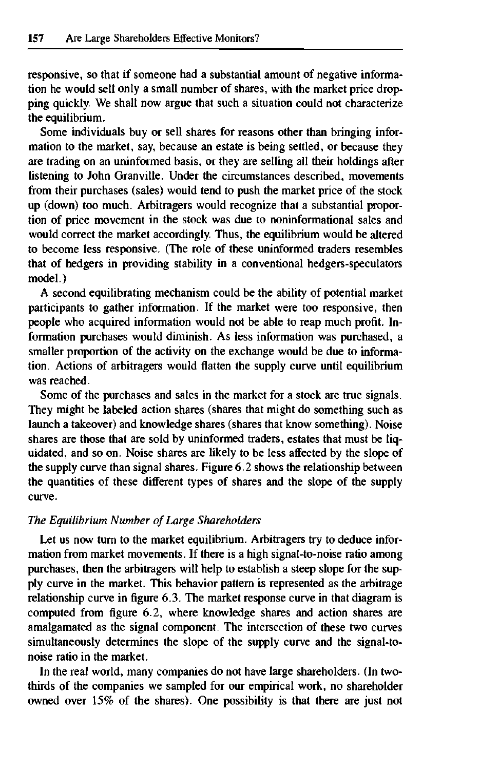responsive, so that if someone had a substantial amount of negative information he would sell only a small number of shares, with the market price dropping quickly. We shall now argue that such a situation could not characterize the equilibrium.

Some individuals buy or sell shares for reasons other than bringing information to the market, say, because an estate is being settled, or because they are trading on an uninformed basis, or they are selling all their holdings after listening to John Granville. Under the circumstances described, movements from their purchases (sales) would tend to push the market price of the stock up (down) too much. Arbitragers would recognize that a substantial proportion of price movement in the stock was due to noninformational sales and would correct the market accordingly. Thus, the equilibrium would be altered to become less responsive. (The role of these uninformed traders resembles that of hedgers in providing stability in a conventional hedgers-speculators model.)

A second equilibrating mechanism could be the ability of potential market participants to gather information. If the market were too responsive, then people who acquired information would not be able to reap much profit. Information purchases would diminish. As less information was purchased, a smaller proportion of the activity on the exchange would be due to information. Actions of arbitragers would flatten the supply curve until equilibrium was reached.

Some of the purchases and sales in the market for a stock are true signals. They might be labeled action shares (shares that might do something such as launch a takeover) and knowledge shares (shares that know something). Noise shares are those that are sold by uninformed traders, estates that must be liquidated, and so on. Noise shares are likely to be less affected by the slope of the supply curve than signal shares. Figure 6.2 shows the relationship between the quantities of these different types of shares and the slope of the supply curve.

*The Equilibrium Number of Large Shareholders*

Let us now turn to the market equilibrium. Arbitragers try to deduce information from market movements. If there is a high signal-to-noise ratio among purchases, then the arbitragers will help to establish a steep slope for the supply curve in the market. This behavior pattern is represented as the arbitrage relationship curve in figure 6.3. The market response curve in that diagram is computed from figure 6.2, where knowledge shares and action shares are amalgamated as the signal component. The intersection of these two curves simultaneously determines the slope of the supply curve and the signal-to-noise ratio in the market.

In the real world, many companies do not have large shareholders. (In two-thirds of the companies we sampled for our empirical work, no shareholder owned over 15% of the shares). One possibility is that there are just not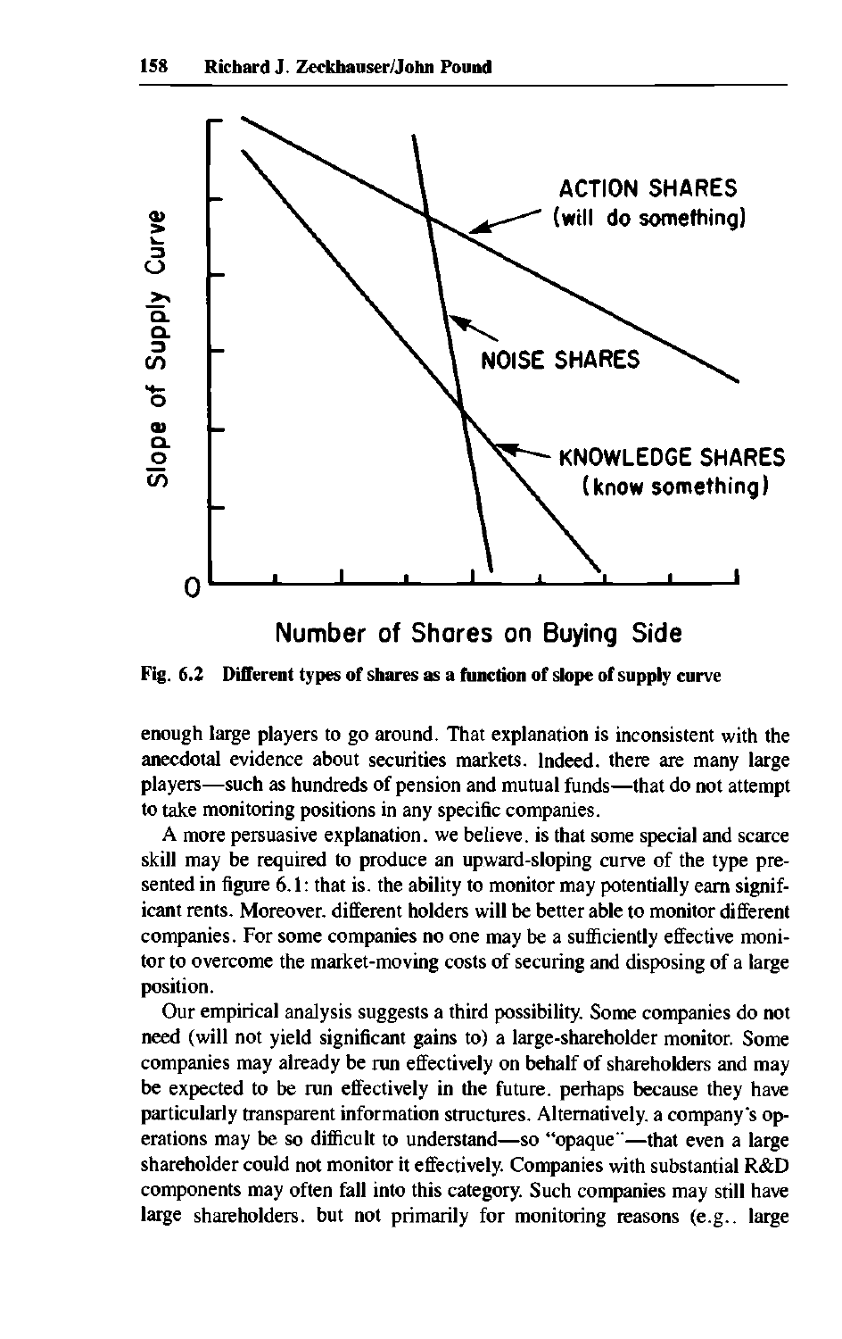Slope of Supply Curve

ACTION SHARES
(will do something)

NOISE SHARES

KNOWLEDGE SHARES
(know something)

0

Number of Shares on Buying Side

**Fig. 6.2 Different types of shares as a function of slope of supply curve**

enough large players to go around. That explanation is inconsistent with the anecdotal evidence about securities markets. Indeed, there are many large players—such as hundreds of pension and mutual funds—that do not attempt to take monitoring positions in any specific companies.

A more persuasive explanation, we believe, is that some special and scarce skill may be required to produce an upward-sloping curve of the type presented in figure 6.1: that is, the ability to monitor may potentially earn significant rents. Moreover, different holders will be better able to monitor different companies. For some companies no one may be a sufficiently effective monitor to overcome the market-moving costs of securing and disposing of a large position.

Our empirical analysis suggests a third possibility. Some companies do not need (will not yield significant gains to) a large-shareholder monitor. Some companies may already be run effectively on behalf of shareholders and may be expected to be run effectively in the future, perhaps because they have particularly transparent information structures. Alternatively, a company's operations may be so difficult to understand—so "opaque"—that even a large shareholder could not monitor it effectively. Companies with substantial R&D components may often fall into this category. Such companies may still have large shareholders, but not primarily for monitoring reasons (e.g., large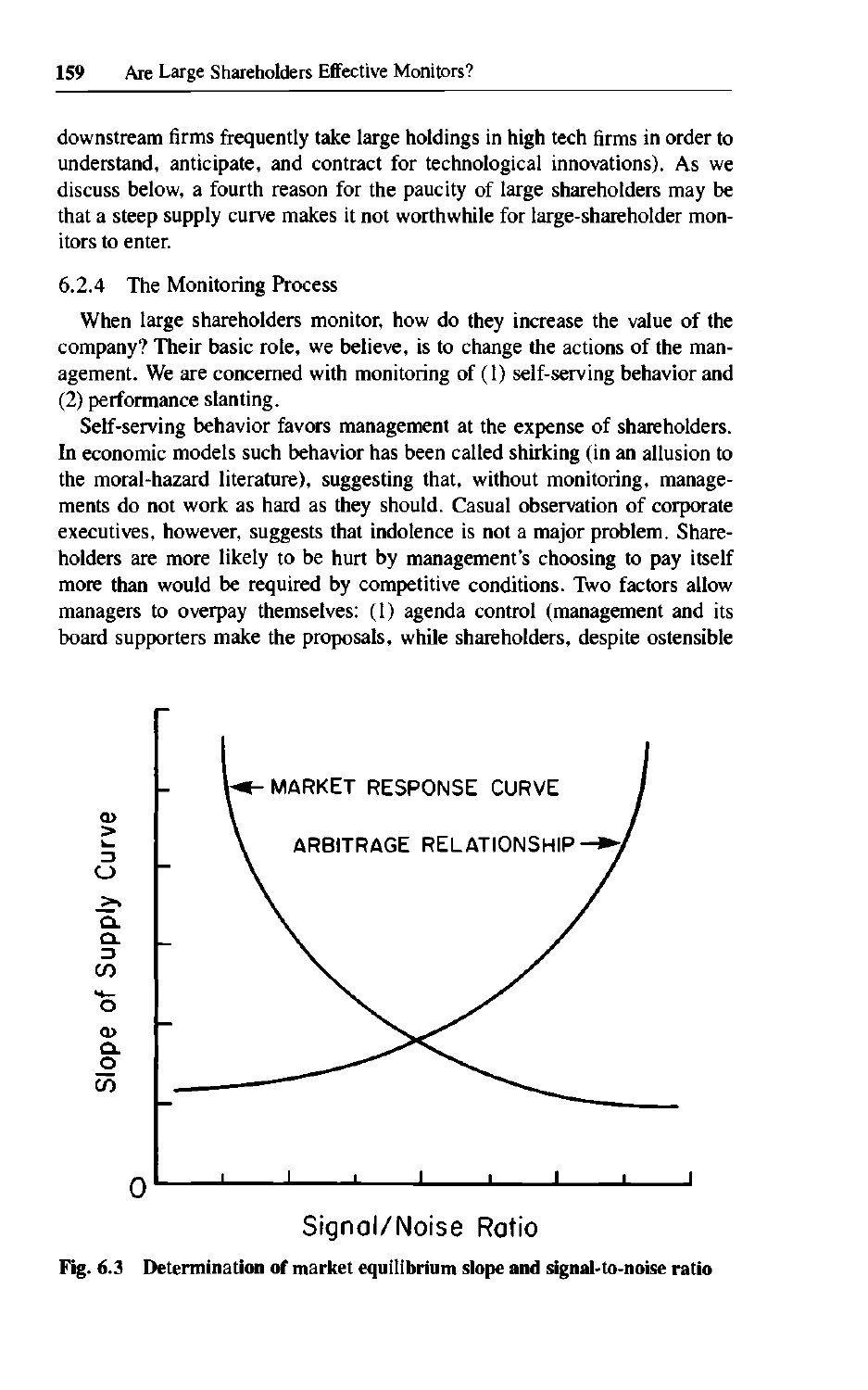downstream firms frequently take large holdings in high tech firms in order to understand, anticipate, and contract for technological innovations). As we discuss below, a fourth reason for the paucity of large shareholders may be that a steep supply curve makes it not worthwhile for large-shareholder monitors to enter.

### 6.2.4 The Monitoring Process

When large shareholders monitor, how do they increase the value of the company? Their basic role, we believe, is to change the actions of the management. We are concerned with monitoring of (1) self-serving behavior and (2) performance slanting.

Self-serving behavior favors management at the expense of shareholders. In economic models such behavior has been called shirking (in an allusion to the moral-hazard literature), suggesting that, without monitoring, managements do not work as hard as they should. Casual observation of corporate executives, however, suggests that indolence is not a major problem. Shareholders are more likely to be hurt by management's choosing to pay itself more than would be required by competitive conditions. Two factors allow managers to overpay themselves: (1) agenda control (management and its board supporters make the proposals, while shareholders, despite ostensible

MARKET RESPONSE CURVE

ARBITRAGE RELATIONSHIP

Slope of Supply Curve

0

Signal/Noise Ratio

**Fig. 6.3 Determination of market equilibrium slope and signal-to-noise ratio**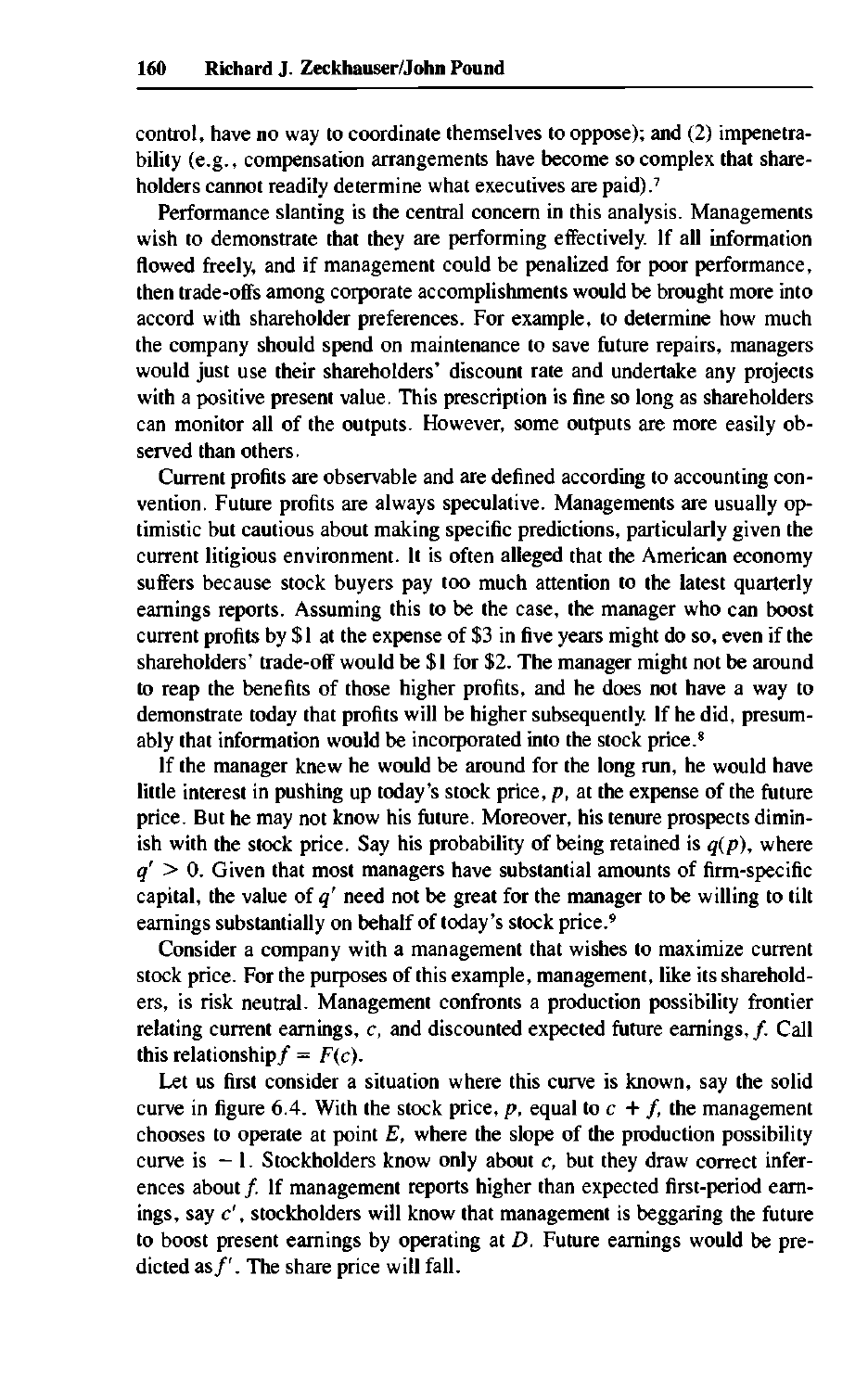control, have no way to coordinate themselves to oppose); and (2) impenetrability (e.g., compensation arrangements have become so complex that shareholders cannot readily determine what executives are paid).[7]

Performance slanting is the central concern in this analysis. Managements wish to demonstrate that they are performing effectively. If all information flowed freely, and if management could be penalized for poor performance, then trade-offs among corporate accomplishments would be brought more into accord with shareholder preferences. For example, to determine how much the company should spend on maintenance to save future repairs, managers would just use their shareholders' discount rate and undertake any projects with a positive present value. This prescription is fine so long as shareholders can monitor all of the outputs. However, some outputs are more easily observed than others.

Current profits are observable and are defined according to accounting convention. Future profits are always speculative. Managements are usually optimistic but cautious about making specific predictions, particularly given the current litigious environment. It is often alleged that the American economy suffers because stock buyers pay too much attention to the latest quarterly earnings reports. Assuming this to be the case, the manager who can boost current profits by \$1 at the expense of \$3 in five years might do so, even if the shareholders' trade-off would be \$1 for \$2. The manager might not be around to reap the benefits of those higher profits, and he does not have a way to demonstrate today that profits will be higher subsequently. If he did, presumably that information would be incorporated into the stock price.[8]

If the manager knew he would be around for the long run, he would have little interest in pushing up today's stock price, $p$, at the expense of the future price. But he may not know his future. Moreover, his tenure prospects diminish with the stock price. Say his probability of being retained is $q(p)$, where $q' > 0$. Given that most managers have substantial amounts of firm-specific capital, the value of $q'$ need not be great for the manager to be willing to tilt earnings substantially on behalf of today's stock price.[9]

Consider a company with a management that wishes to maximize current stock price. For the purposes of this example, management, like its shareholders, is risk neutral. Management confronts a production possibility frontier relating current earnings, $c$, and discounted expected future earnings, $f$. Call this relationship $f = F(c)$.

Let us first consider a situation where this curve is known, say the solid curve in figure 6.4. With the stock price, $p$, equal to $c + f$, the management chooses to operate at point $E$, where the slope of the production possibility curve is $-1$. Stockholders know only about $c$, but they draw correct inferences about $f$. If management reports higher than expected first-period earnings, say $c'$, stockholders will know that management is beggaring the future to boost present earnings by operating at $D$. Future earnings would be predicted as $f'$. The share price will fall.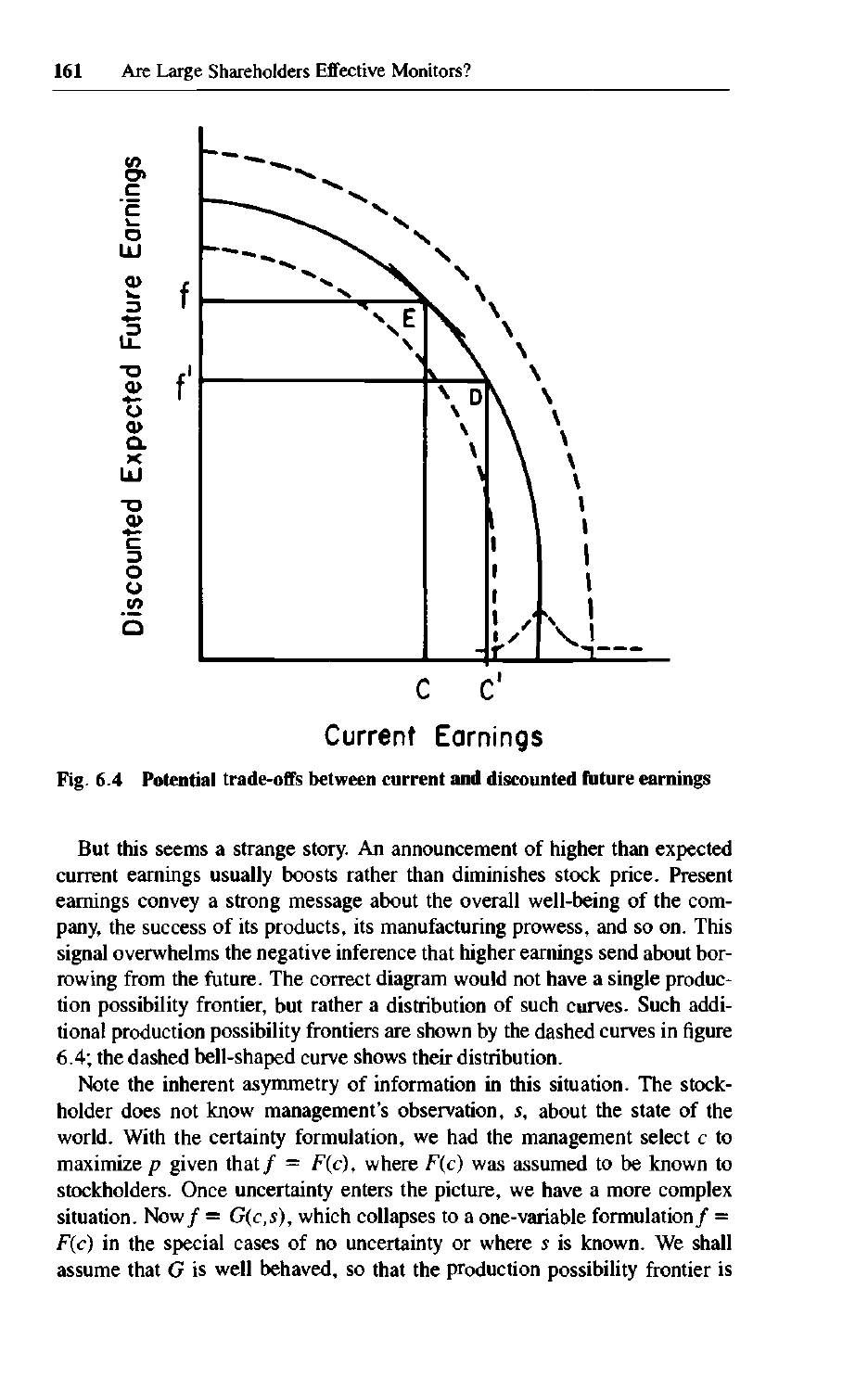Discounted Expected Future Earnings

f

f'

E

D

C C'

Current Earnings

**Fig. 6.4 Potential trade-offs between current and discounted future earnings**

But this seems a strange story. An announcement of higher than expected current earnings usually boosts rather than diminishes stock price. Present earnings convey a strong message about the overall well-being of the company, the success of its products, its manufacturing prowess, and so on. This signal overwhelms the negative inference that higher earnings send about borrowing from the future. The correct diagram would not have a single production possibility frontier, but rather a distribution of such curves. Such additional production possibility frontiers are shown by the dashed curves in figure 6.4; the dashed bell-shaped curve shows their distribution.

Note the inherent asymmetry of information in this situation. The stockholder does not know management's observation, $s$, about the state of the world. With the certainty formulation, we had the management select $c$ to maximize $p$ given that $f = F(c)$, where $F(c)$ was assumed to be known to stockholders. Once uncertainty enters the picture, we have a more complex situation. Now $f = G(c,s)$, which collapses to a one-variable formulation $f = F(c)$ in the special cases of no uncertainty or where $s$ is known. We shall assume that $G$ is well behaved, so that the production possibility frontier is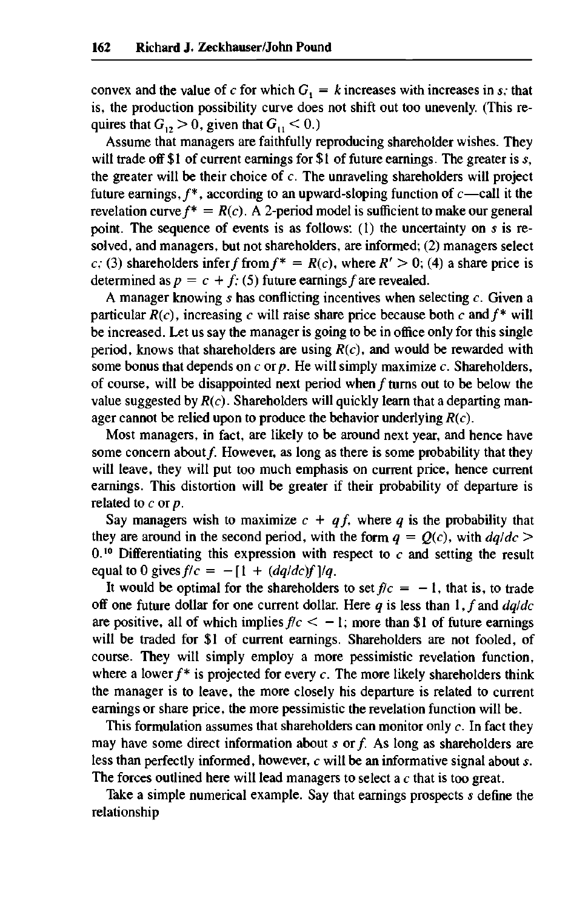convex and the value of $c$ for which $G_1 = k$ increases with increases in $s$; that is, the production possibility curve does not shift out too unevenly. (This requires that $G_{12} > 0$, given that $G_{11} < 0$.)

Assume that managers are faithfully reproducing shareholder wishes. They will trade off \$1 of current earnings for \$1 of future earnings. The greater is $s$, the greater will be their choice of $c$. The unraveling shareholders will project future earnings, $f^*$, according to an upward-sloping function of $c$—call it the revelation curve $f^* = R(c)$. A 2-period model is sufficient to make our general point. The sequence of events is as follows: (1) the uncertainty on $s$ is resolved, and managers, but not shareholders, are informed; (2) managers select $c$; (3) shareholders infer $f$ from $f^* = R(c)$, where $R' > 0$; (4) a share price is determined as $p = c + f$; (5) future earnings $f$ are revealed.

A manager knowing $s$ has conflicting incentives when selecting $c$. Given a particular $R(c)$, increasing $c$ will raise share price because both $c$ and $f^*$ will be increased. Let us say the manager is going to be in office only for this single period, knows that shareholders are using $R(c)$, and would be rewarded with some bonus that depends on $c$ or $p$. He will simply maximize $c$. Shareholders, of course, will be disappointed next period when $f$ turns out to be below the value suggested by $R(c)$. Shareholders will quickly learn that a departing manager cannot be relied upon to produce the behavior underlying $R(c)$.

Most managers, in fact, are likely to be around next year, and hence have some concern about $f$. However, as long as there is some probability that they will leave, they will put too much emphasis on current price, hence current earnings. This distortion will be greater if their probability of departure is related to $c$ or $p$.

Say managers wish to maximize $c + qf$, where $q$ is the probability that they are around in the second period, with the form $q = Q(c)$, with $dq/dc > 0$.[10] Differentiating this expression with respect to $c$ and setting the result equal to 0 gives $f/c = -[1 + (dq/dc)f]/q$.

It would be optimal for the shareholders to set $f/c = -1$, that is, to trade off one future dollar for one current dollar. Here $q$ is less than 1, $f$ and $dq/dc$ are positive, all of which implies $f/c < -1$; more than \$1 of future earnings will be traded for \$1 of current earnings. Shareholders are not fooled, of course. They will simply employ a more pessimistic revelation function, where a lower $f^*$ is projected for every $c$. The more likely shareholders think the manager is to leave, the more closely his departure is related to current earnings or share price, the more pessimistic the revelation function will be.

This formulation assumes that shareholders can monitor only $c$. In fact they may have some direct information about $s$ or $f$. As long as shareholders are less than perfectly informed, however, $c$ will be an informative signal about $s$. The forces outlined here will lead managers to select a $c$ that is too great.

Take a simple numerical example. Say that earnings prospects $s$ define the relationship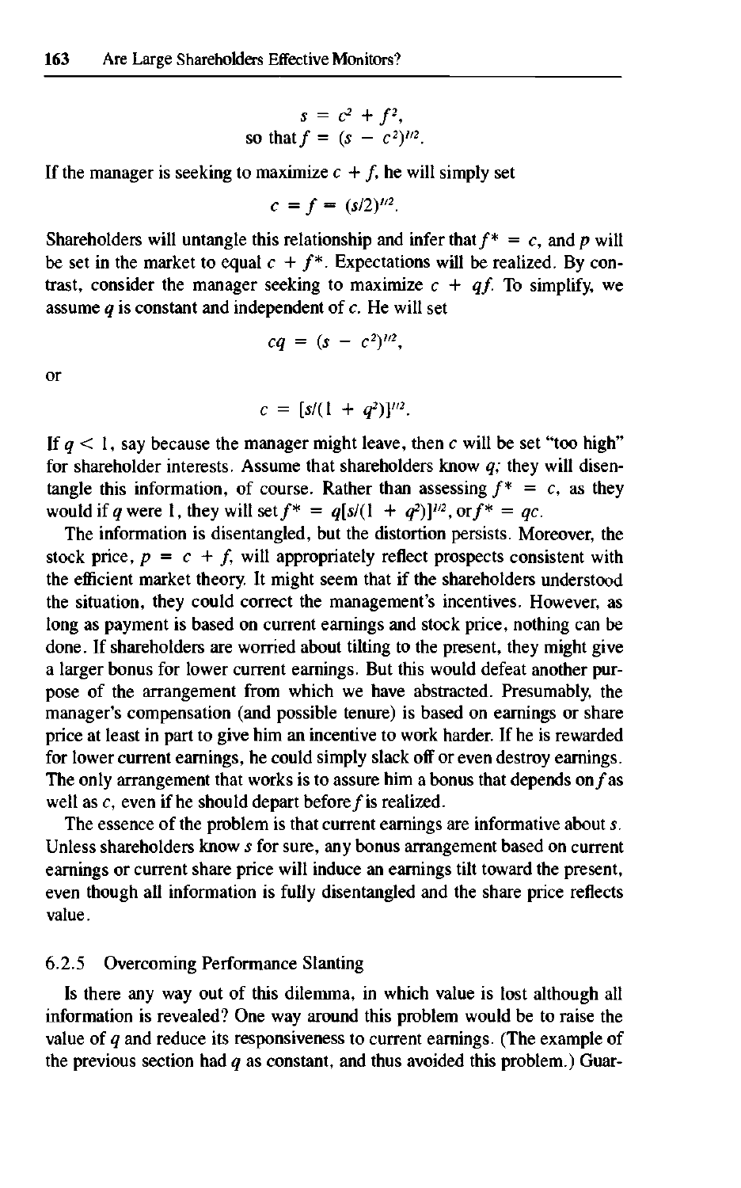$$s = c^2 + f^2,$$
$$\text{so that } f = (s - c^2)^{1/2}.$$

If the manager is seeking to maximize $c + f$, he will simply set

$$c = f = (s/2)^{1/2}.$$

Shareholders will untangle this relationship and infer that $f^* = c$, and $p$ will be set in the market to equal $c + f^*$. Expectations will be realized. By contrast, consider the manager seeking to maximize $c + qf$. To simplify, we assume $q$ is constant and independent of $c$. He will set

$$cq = (s - c^2)^{1/2},$$

or

$$c = [s/(1 + q^2)]^{1/2}.$$

If $q < 1$, say because the manager might leave, then $c$ will be set "too high" for shareholder interests. Assume that shareholders know $q$; they will disentangle this information, of course. Rather than assessing $f^* = c$, as they would if $q$ were 1, they will set $f^* = q[s/(1 + q^2)]^{1/2}$, or $f^* = qc$.

The information is disentangled, but the distortion persists. Moreover, the stock price, $p = c + f$, will appropriately reflect prospects consistent with the efficient market theory. It might seem that if the shareholders understood the situation, they could correct the management's incentives. However, as long as payment is based on current earnings and stock price, nothing can be done. If shareholders are worried about tilting to the present, they might give a larger bonus for lower current earnings. But this would defeat another purpose of the arrangement from which we have abstracted. Presumably, the manager's compensation (and possible tenure) is based on earnings or share price at least in part to give him an incentive to work harder. If he is rewarded for lower current earnings, he could simply slack off or even destroy earnings. The only arrangement that works is to assure him a bonus that depends on $f$ as well as $c$, even if he should depart before $f$ is realized.

The essence of the problem is that current earnings are informative about $s$. Unless shareholders know $s$ for sure, any bonus arrangement based on current earnings or current share price will induce an earnings tilt toward the present, even though all information is fully disentangled and the share price reflects value.

### 6.2.5 Overcoming Performance Slanting

Is there any way out of this dilemma, in which value is lost although all information is revealed? One way around this problem would be to raise the value of $q$ and reduce its responsiveness to current earnings. (The example of the previous section had $q$ as constant, and thus avoided this problem.) Guar-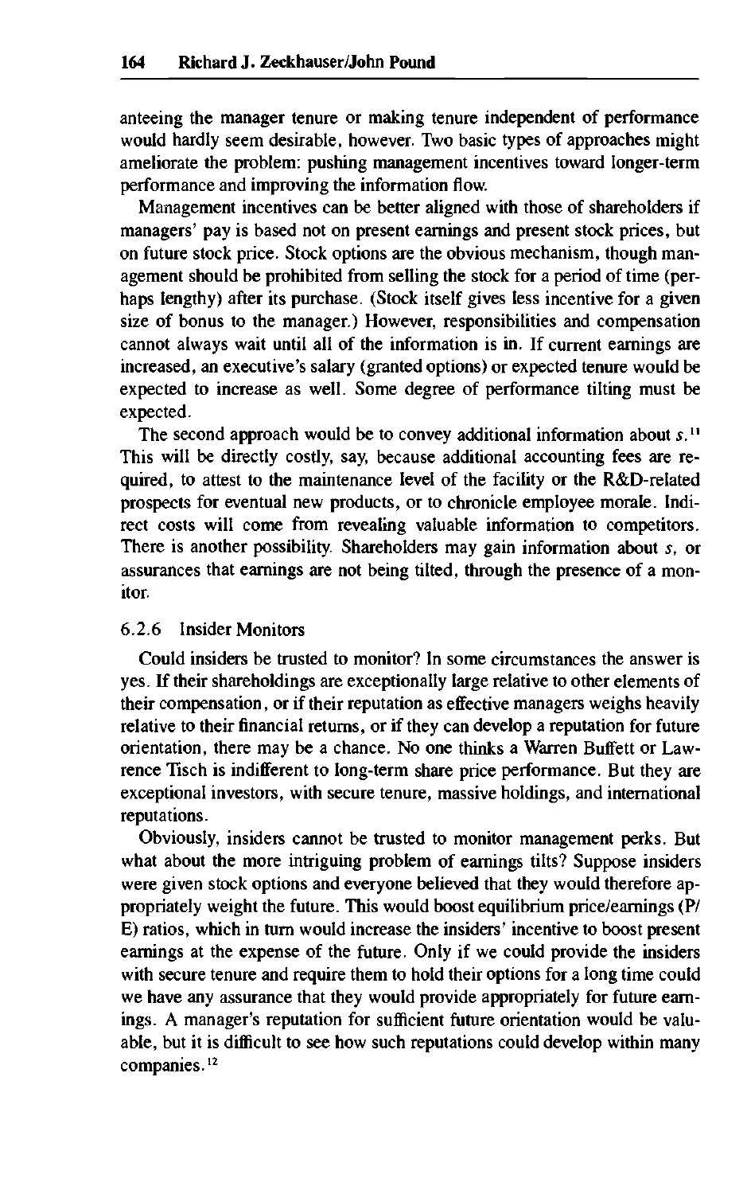anteeing the manager tenure or making tenure independent of performance would hardly seem desirable, however. Two basic types of approaches might ameliorate the problem: pushing management incentives toward longer-term performance and improving the information flow.

Management incentives can be better aligned with those of shareholders if managers' pay is based not on present earnings and present stock prices, but on future stock price. Stock options are the obvious mechanism, though management should be prohibited from selling the stock for a period of time (perhaps lengthy) after its purchase. (Stock itself gives less incentive for a given size of bonus to the manager.) However, responsibilities and compensation cannot always wait until all of the information is in. If current earnings are increased, an executive's salary (granted options) or expected tenure would be expected to increase as well. Some degree of performance tilting must be expected.

The second approach would be to convey additional information about $s$.[11] This will be directly costly, say, because additional accounting fees are required, to attest to the maintenance level of the facility or the R&D-related prospects for eventual new products, or to chronicle employee morale. Indirect costs will come from revealing valuable information to competitors. There is another possibility. Shareholders may gain information about $s$, or assurances that earnings are not being tilted, through the presence of a monitor.

### 6.2.6 Insider Monitors

Could insiders be trusted to monitor? In some circumstances the answer is yes. If their shareholdings are exceptionally large relative to other elements of their compensation, or if their reputation as effective managers weighs heavily relative to their financial returns, or if they can develop a reputation for future orientation, there may be a chance. No one thinks a Warren Buffett or Lawrence Tisch is indifferent to long-term share price performance. But they are exceptional investors, with secure tenure, massive holdings, and international reputations.

Obviously, insiders cannot be trusted to monitor management perks. But what about the more intriguing problem of earnings tilts? Suppose insiders were given stock options and everyone believed that they would therefore appropriately weight the future. This would boost equilibrium price/earnings (P/E) ratios, which in turn would increase the insiders' incentive to boost present earnings at the expense of the future. Only if we could provide the insiders with secure tenure and require them to hold their options for a long time could we have any assurance that they would provide appropriately for future earnings. A manager's reputation for sufficient future orientation would be valuable, but it is difficult to see how such reputations could develop within many companies.[12]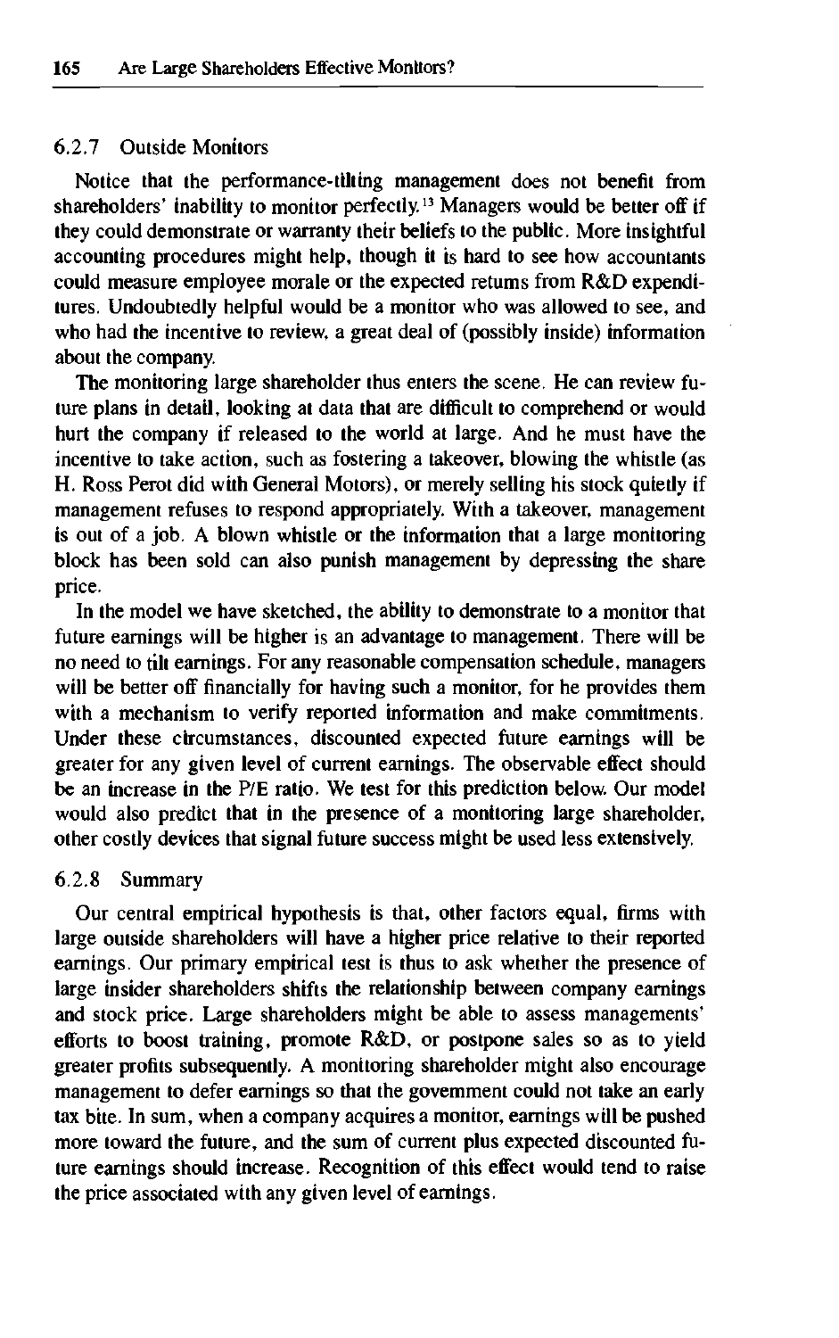### 6.2.7 Outside Monitors

Notice that the performance-tilting management does not benefit from shareholders' inability to monitor perfectly.[13] Managers would be better off if they could demonstrate or warranty their beliefs to the public. More insightful accounting procedures might help, though it is hard to see how accountants could measure employee morale or the expected returns from R&D expenditures. Undoubtedly helpful would be a monitor who was allowed to see, and who had the incentive to review, a great deal of (possibly inside) information about the company.

The monitoring large shareholder thus enters the scene. He can review future plans in detail, looking at data that are difficult to comprehend or would hurt the company if released to the world at large. And he must have the incentive to take action, such as fostering a takeover, blowing the whistle (as H. Ross Perot did with General Motors), or merely selling his stock quietly if management refuses to respond appropriately. With a takeover, management is out of a job. A blown whistle or the information that a large monitoring block has been sold can also punish management by depressing the share price.

In the model we have sketched, the ability to demonstrate to a monitor that future earnings will be higher is an advantage to management. There will be no need to tilt earnings. For any reasonable compensation schedule, managers will be better off financially for having such a monitor, for he provides them with a mechanism to verify reported information and make commitments. Under these circumstances, discounted expected future earnings will be greater for any given level of current earnings. The observable effect should be an increase in the P/E ratio. We test for this prediction below. Our model would also predict that in the presence of a monitoring large shareholder, other costly devices that signal future success might be used less extensively.

### 6.2.8 Summary

Our central empirical hypothesis is that, other factors equal, firms with large outside shareholders will have a higher price relative to their reported earnings. Our primary empirical test is thus to ask whether the presence of large insider shareholders shifts the relationship between company earnings and stock price. Large shareholders might be able to assess managements' efforts to boost training, promote R&D, or postpone sales so as to yield greater profits subsequently. A monitoring shareholder might also encourage management to defer earnings so that the government could not take an early tax bite. In sum, when a company acquires a monitor, earnings will be pushed more toward the future, and the sum of current plus expected discounted future earnings should increase. Recognition of this effect would tend to raise the price associated with any given level of earnings.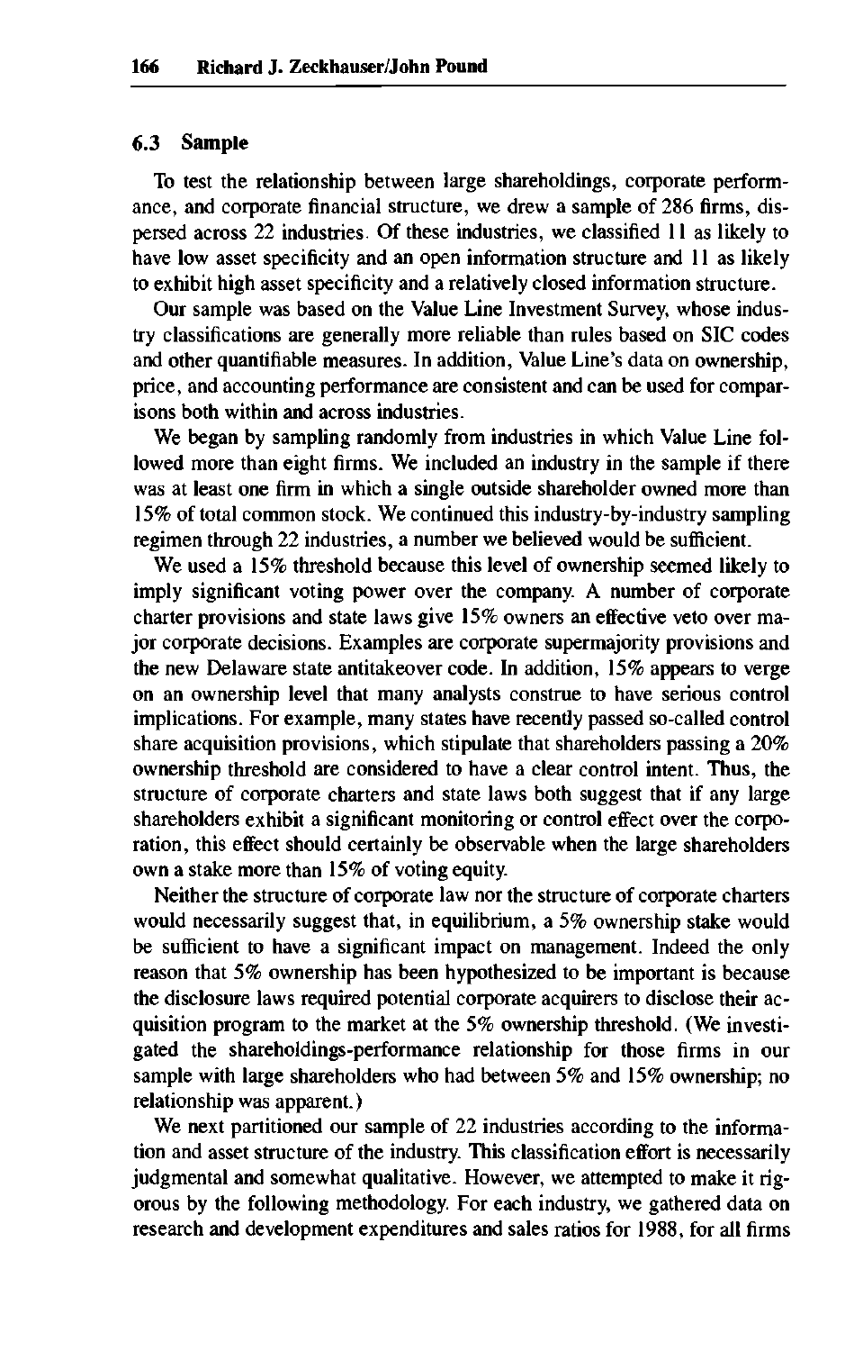### 6.3 Sample

To test the relationship between large shareholdings, corporate performance, and corporate financial structure, we drew a sample of 286 firms, dispersed across 22 industries. Of these industries, we classified 11 as likely to have low asset specificity and an open information structure and 11 as likely to exhibit high asset specificity and a relatively closed information structure.

Our sample was based on the Value Line Investment Survey, whose industry classifications are generally more reliable than rules based on SIC codes and other quantifiable measures. In addition, Value Line's data on ownership, price, and accounting performance are consistent and can be used for comparisons both within and across industries.

We began by sampling randomly from industries in which Value Line followed more than eight firms. We included an industry in the sample if there was at least one firm in which a single outside shareholder owned more than 15% of total common stock. We continued this industry-by-industry sampling regimen through 22 industries, a number we believed would be sufficient.

We used a 15% threshold because this level of ownership seemed likely to imply significant voting power over the company. A number of corporate charter provisions and state laws give 15% owners an effective veto over major corporate decisions. Examples are corporate supermajority provisions and the new Delaware state antitakeover code. In addition, 15% appears to verge on an ownership level that many analysts construe to have serious control implications. For example, many states have recently passed so-called control share acquisition provisions, which stipulate that shareholders passing a 20% ownership threshold are considered to have a clear control intent. Thus, the structure of corporate charters and state laws both suggest that if any large shareholders exhibit a significant monitoring or control effect over the corporation, this effect should certainly be observable when the large shareholders own a stake more than 15% of voting equity.

Neither the structure of corporate law nor the structure of corporate charters would necessarily suggest that, in equilibrium, a 5% ownership stake would be sufficient to have a significant impact on management. Indeed the only reason that 5% ownership has been hypothesized to be important is because the disclosure laws required potential corporate acquirers to disclose their acquisition program to the market at the 5% ownership threshold. (We investigated the shareholdings-performance relationship for those firms in our sample with large shareholders who had between 5% and 15% ownership; no relationship was apparent.)

We next partitioned our sample of 22 industries according to the information and asset structure of the industry. This classification effort is necessarily judgmental and somewhat qualitative. However, we attempted to make it rigorous by the following methodology. For each industry, we gathered data on research and development expenditures and sales ratios for 1988, for all firms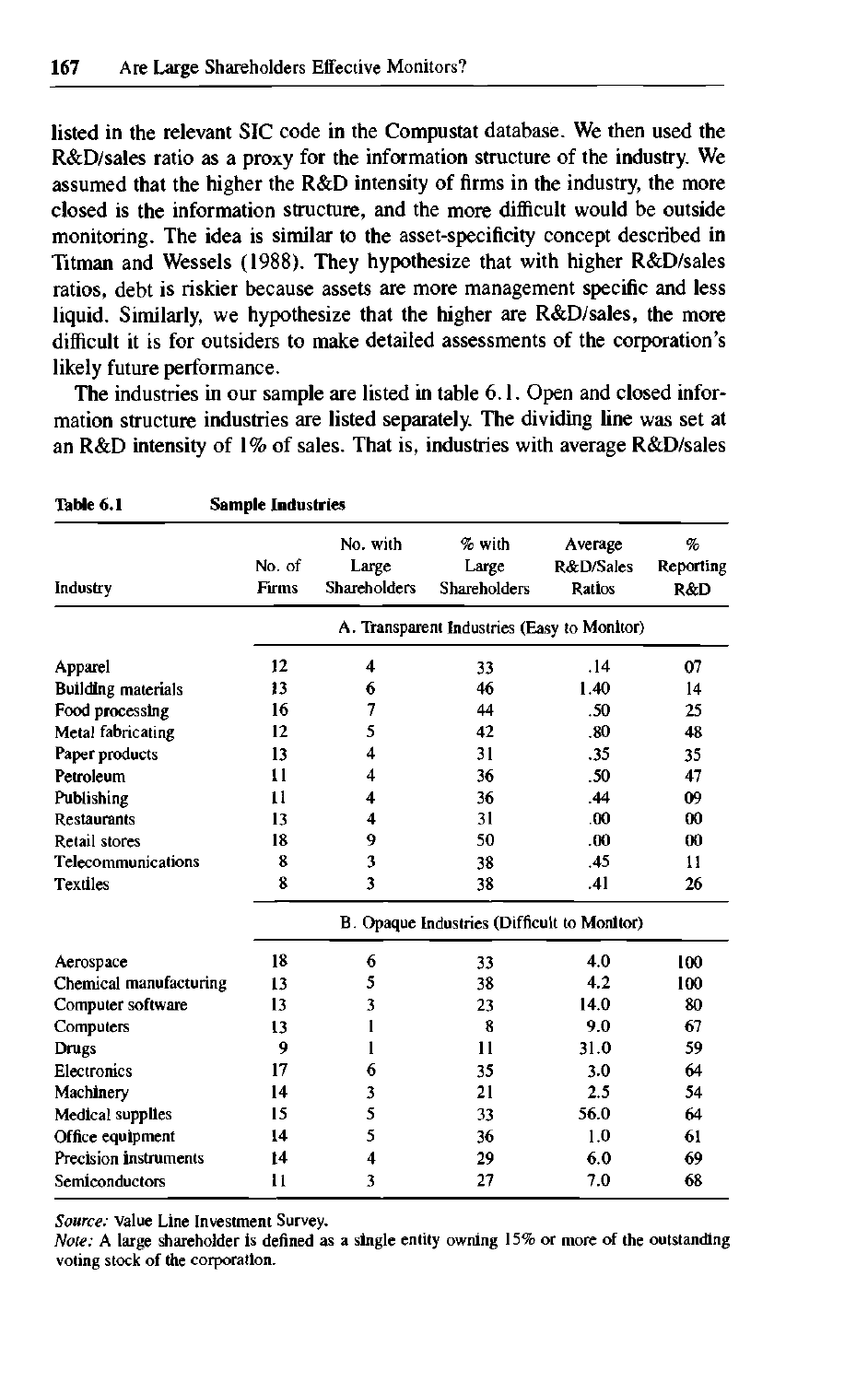listed in the relevant SIC code in the Compustat database. We then used the R&D/sales ratio as a proxy for the information structure of the industry. We assumed that the higher the R&D intensity of firms in the industry, the more closed is the information structure, and the more difficult would be outside monitoring. The idea is similar to the asset-specificity concept described in Titman and Wessels (1988). They hypothesize that with higher R&D/sales ratios, debt is riskier because assets are more management specific and less liquid. Similarly, we hypothesize that the higher are R&D/sales, the more difficult it is for outsiders to make detailed assessments of the corporation's likely future performance.

The industries in our sample are listed in table 6.1. Open and closed information structure industries are listed separately. The dividing line was set at an R&D intensity of 1% of sales. That is, industries with average R&D/sales

**Table 6.1 Sample Industries**

| Industry | No. of Firms | No. with Large Shareholders | % with Large Shareholders | Average R&D/Sales Ratios | % Reporting R&D |
|---|---|---|---|---|---|
| | A. Transparent Industries (Easy to Monitor) | | | | |
| Apparel | 12 | 4 | 33 | .14 | 07 |
| Building materials | 13 | 6 | 46 | 1.40 | 14 |
| Food processing | 16 | 7 | 44 | .50 | 25 |
| Metal fabricating | 12 | 5 | 42 | .80 | 48 |
| Paper products | 13 | 4 | 31 | .35 | 35 |
| Petroleum | 11 | 4 | 36 | .50 | 47 |
| Publishing | 11 | 4 | 36 | .44 | 09 |
| Restaurants | 13 | 4 | 31 | .00 | 00 |
| Retail stores | 18 | 9 | 50 | .00 | 00 |
| Telecommunications | 8 | 3 | 38 | .45 | 11 |
| Textiles | 8 | 3 | 38 | .41 | 26 |
| | B. Opaque Industries (Difficult to Monitor) | | | | |
| Aerospace | 18 | 6 | 33 | 4.0 | 100 |
| Chemical manufacturing | 13 | 5 | 38 | 4.2 | 100 |
| Computer software | 13 | 3 | 23 | 14.0 | 80 |
| Computers | 13 | 1 | 8 | 9.0 | 67 |
| Drugs | 9 | 1 | 11 | 31.0 | 59 |
| Electronics | 17 | 6 | 35 | 3.0 | 64 |
| Machinery | 14 | 3 | 21 | 2.5 | 54 |
| Medical supplies | 15 | 5 | 33 | 56.0 | 64 |
| Office equipment | 14 | 5 | 36 | 1.0 | 61 |
| Precision instruments | 14 | 4 | 29 | 6.0 | 69 |
| Semiconductors | 11 | 3 | 27 | 7.0 | 68 |

*Source:* Value Line Investment Survey.

*Note:* A large shareholder is defined as a single entity owning 15% or more of the outstanding voting stock of the corporation.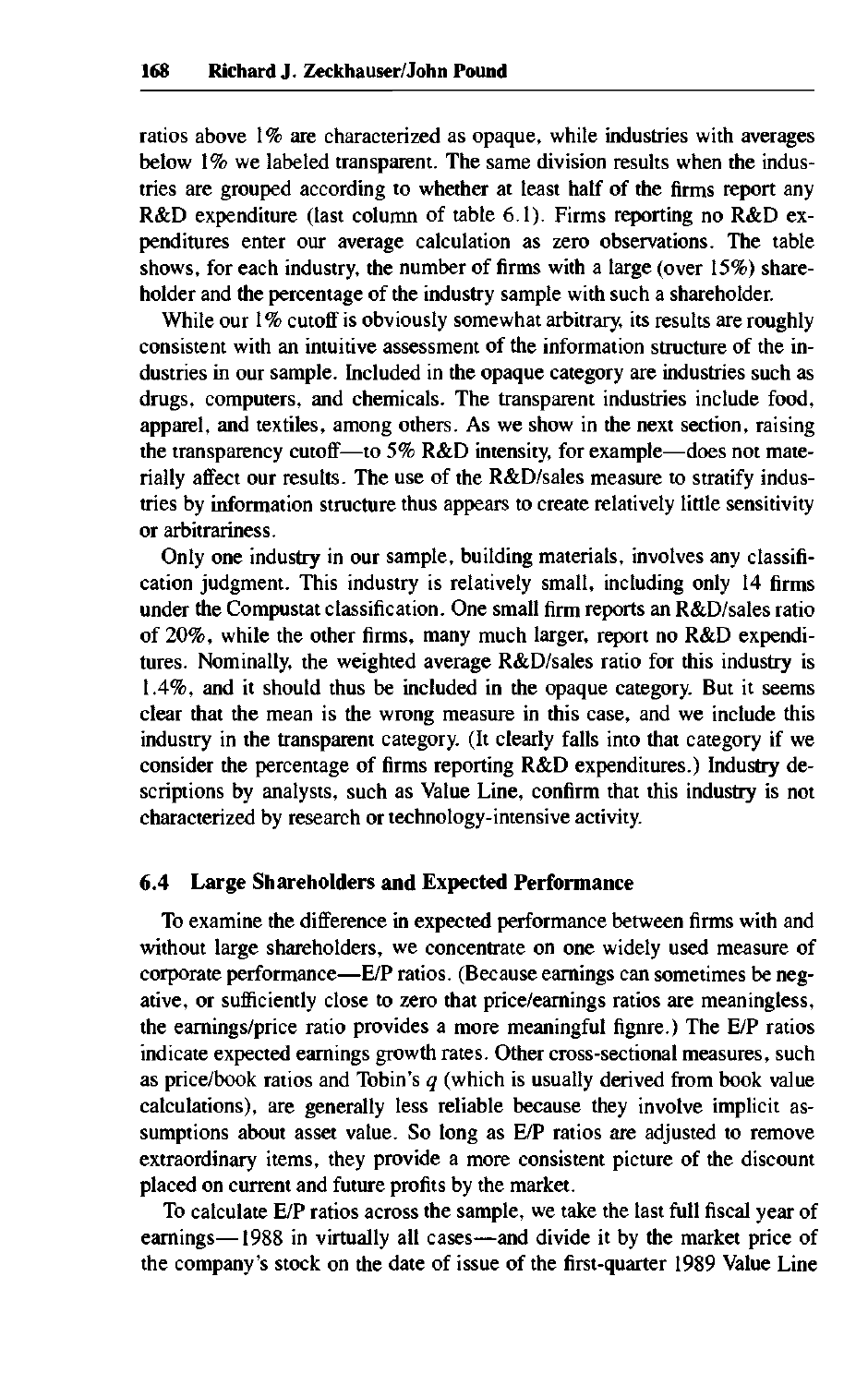ratios above 1% are characterized as opaque, while industries with averages below 1% we labeled transparent. The same division results when the industries are grouped according to whether at least half of the firms report any R&D expenditure (last column of table 6.1). Firms reporting no R&D expenditures enter our average calculation as zero observations. The table shows, for each industry, the number of firms with a large (over 15%) shareholder and the percentage of the industry sample with such a shareholder.

While our 1% cutoff is obviously somewhat arbitrary, its results are roughly consistent with an intuitive assessment of the information structure of the industries in our sample. Included in the opaque category are industries such as drugs, computers, and chemicals. The transparent industries include food, apparel, and textiles, among others. As we show in the next section, raising the transparency cutoff—to 5% R&D intensity, for example—does not materially affect our results. The use of the R&D/sales measure to stratify industries by information structure thus appears to create relatively little sensitivity or arbitrariness.

Only one industry in our sample, building materials, involves any classification judgment. This industry is relatively small, including only 14 firms under the Compustat classification. One small firm reports an R&D/sales ratio of 20%, while the other firms, many much larger, report no R&D expenditures. Nominally, the weighted average R&D/sales ratio for this industry is 1.4%, and it should thus be included in the opaque category. But it seems clear that the mean is the wrong measure in this case, and we include this industry in the transparent category. (It clearly falls into that category if we consider the percentage of firms reporting R&D expenditures.) Industry descriptions by analysts, such as Value Line, confirm that this industry is not characterized by research or technology-intensive activity.

## 6.4 Large Shareholders and Expected Performance

To examine the difference in expected performance between firms with and without large shareholders, we concentrate on one widely used measure of corporate performance—E/P ratios. (Because earnings can sometimes be negative, or sufficiently close to zero that price/earnings ratios are meaningless, the earnings/price ratio provides a more meaningful fignre.) The E/P ratios indicate expected earnings growth rates. Other cross-sectional measures, such as price/book ratios and Tobin's $q$ (which is usually derived from book value calculations), are generally less reliable because they involve implicit assumptions about asset value. So long as E/P ratios are adjusted to remove extraordinary items, they provide a more consistent picture of the discount placed on current and future profits by the market.

To calculate E/P ratios across the sample, we take the last full fiscal year of earnings—1988 in virtually all cases—and divide it by the market price of the company's stock on the date of issue of the first-quarter 1989 Value Line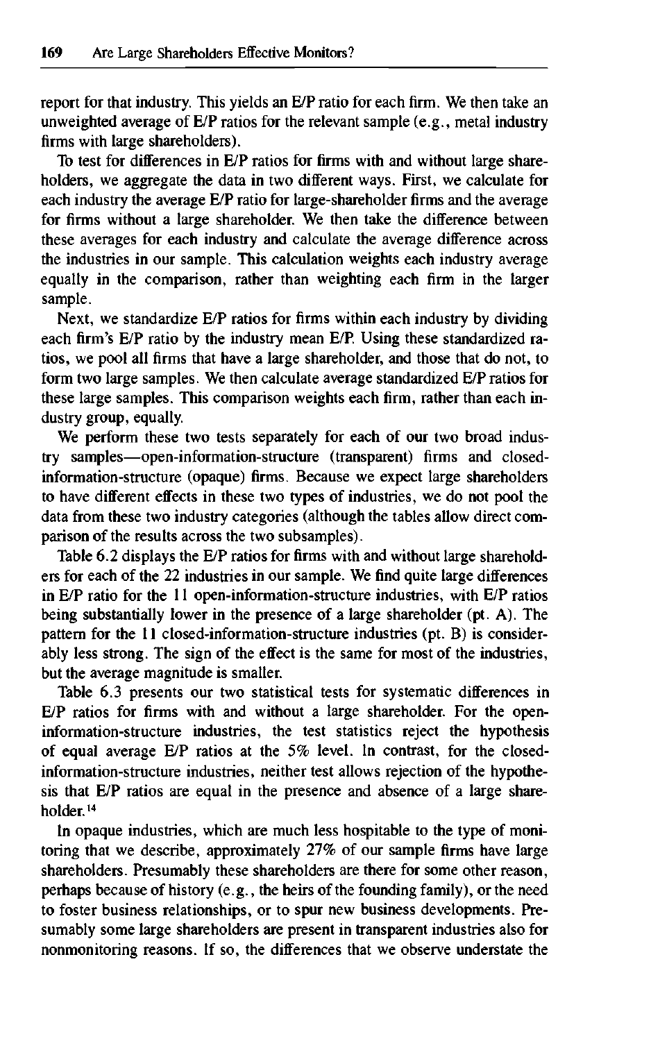report for that industry. This yields an E/P ratio for each firm. We then take an unweighted average of E/P ratios for the relevant sample (e.g., metal industry firms with large shareholders).

To test for differences in E/P ratios for firms with and without large shareholders, we aggregate the data in two different ways. First, we calculate for each industry the average E/P ratio for large-shareholder firms and the average for firms without a large shareholder. We then take the difference between these averages for each industry and calculate the average difference across the industries in our sample. This calculation weights each industry average equally in the comparison, rather than weighting each firm in the larger sample.

Next, we standardize E/P ratios for firms within each industry by dividing each firm's E/P ratio by the industry mean E/P. Using these standardized ratios, we pool all firms that have a large shareholder, and those that do not, to form two large samples. We then calculate average standardized E/P ratios for these large samples. This comparison weights each firm, rather than each industry group, equally.

We perform these two tests separately for each of our two broad industry samples—open-information-structure (transparent) firms and closed-information-structure (opaque) firms. Because we expect large shareholders to have different effects in these two types of industries, we do not pool the data from these two industry categories (although the tables allow direct comparison of the results across the two subsamples).

Table 6.2 displays the E/P ratios for firms with and without large shareholders for each of the 22 industries in our sample. We find quite large differences in E/P ratio for the 11 open-information-structure industries, with E/P ratios being substantially lower in the presence of a large shareholder (pt. A). The pattern for the 11 closed-information-structure industries (pt. B) is considerably less strong. The sign of the effect is the same for most of the industries, but the average magnitude is smaller.

Table 6.3 presents our two statistical tests for systematic differences in E/P ratios for firms with and without a large shareholder. For the open-information-structure industries, the test statistics reject the hypothesis of equal average E/P ratios at the 5% level. In contrast, for the closed-information-structure industries, neither test allows rejection of the hypothesis that E/P ratios are equal in the presence and absence of a large shareholder.[14]

In opaque industries, which are much less hospitable to the type of monitoring that we describe, approximately 27% of our sample firms have large shareholders. Presumably these shareholders are there for some other reason, perhaps because of history (e.g., the heirs of the founding family), or the need to foster business relationships, or to spur new business developments. Presumably some large shareholders are present in transparent industries also for nonmonitoring reasons. If so, the differences that we observe understate the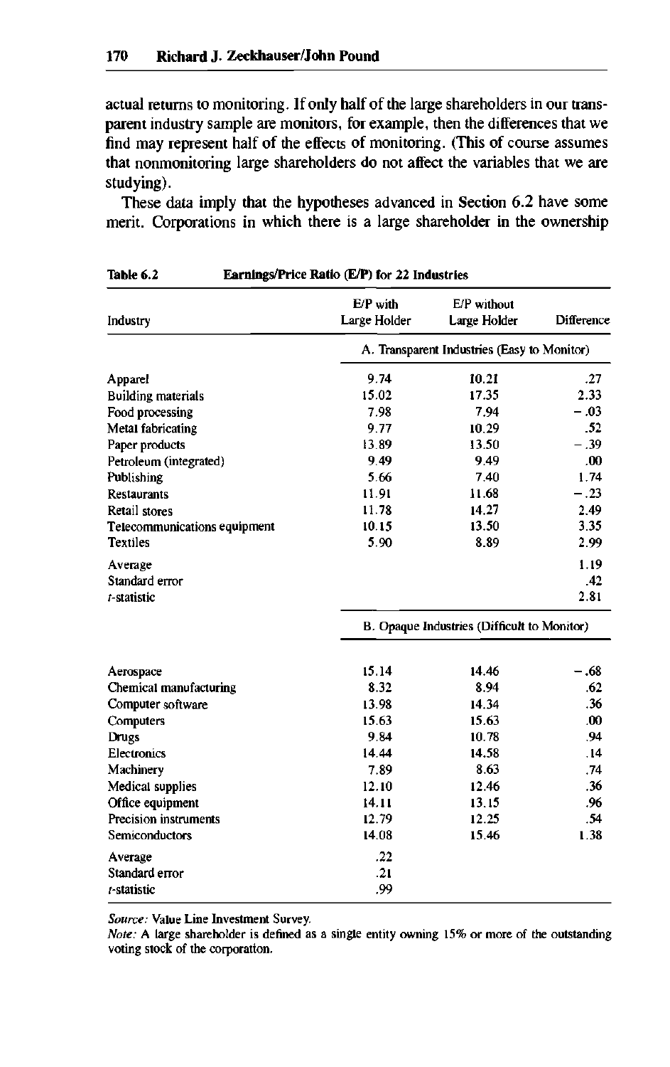actual returns to monitoring. If only half of the large shareholders in our transparent industry sample are monitors, for example, then the differences that we find may represent half of the effects of monitoring. (This of course assumes that nonmonitoring large shareholders do not affect the variables that we are studying).

These data imply that the hypotheses advanced in Section 6.2 have some merit. Corporations in which there is a large shareholder in the ownership

**Table 6.2 Earnings/Price Ratio (E/P) for 22 Industries**

| Industry | E/P with Large Holder | E/P without Large Holder | Difference |
|---|---|---|---|
| | A. Transparent Industries (Easy to Monitor) | | |
| Apparel | 9.74 | 10.21 | .27 |
| Building materials | 15.02 | 17.35 | 2.33 |
| Food processing | 7.98 | 7.94 | −.03 |
| Metal fabricating | 9.77 | 10.29 | .52 |
| Paper products | 13.89 | 13.50 | −.39 |
| Petroleum (integrated) | 9.49 | 9.49 | .00 |
| Publishing | 5.66 | 7.40 | 1.74 |
| Restaurants | 11.91 | 11.68 | −.23 |
| Retail stores | 11.78 | 14.27 | 2.49 |
| Telecommunications equipment | 10.15 | 13.50 | 3.35 |
| Textiles | 5.90 | 8.89 | 2.99 |
| Average | | | 1.19 |
| Standard error | | | .42 |
| *t*-statistic | | | 2.81 |
| | B. Opaque Industries (Difficult to Monitor) | | |
| Aerospace | 15.14 | 14.46 | −.68 |
| Chemical manufacturing | 8.32 | 8.94 | .62 |
| Computer software | 13.98 | 14.34 | .36 |
| Computers | 15.63 | 15.63 | .00 |
| Drugs | 9.84 | 10.78 | .94 |
| Electronics | 14.44 | 14.58 | .14 |
| Machinery | 7.89 | 8.63 | .74 |
| Medical supplies | 12.10 | 12.46 | .36 |
| Office equipment | 14.11 | 13.15 | .96 |
| Precision instruments | 12.79 | 12.25 | .54 |
| Semiconductors | 14.08 | 15.46 | 1.38 |
| Average | .22 | | |
| Standard error | .21 | | |
| *t*-statistic | .99 | | |

*Source:* Value Line Investment Survey.

*Note:* A large shareholder is defined as a single entity owning 15% or more of the outstanding voting stock of the corporation.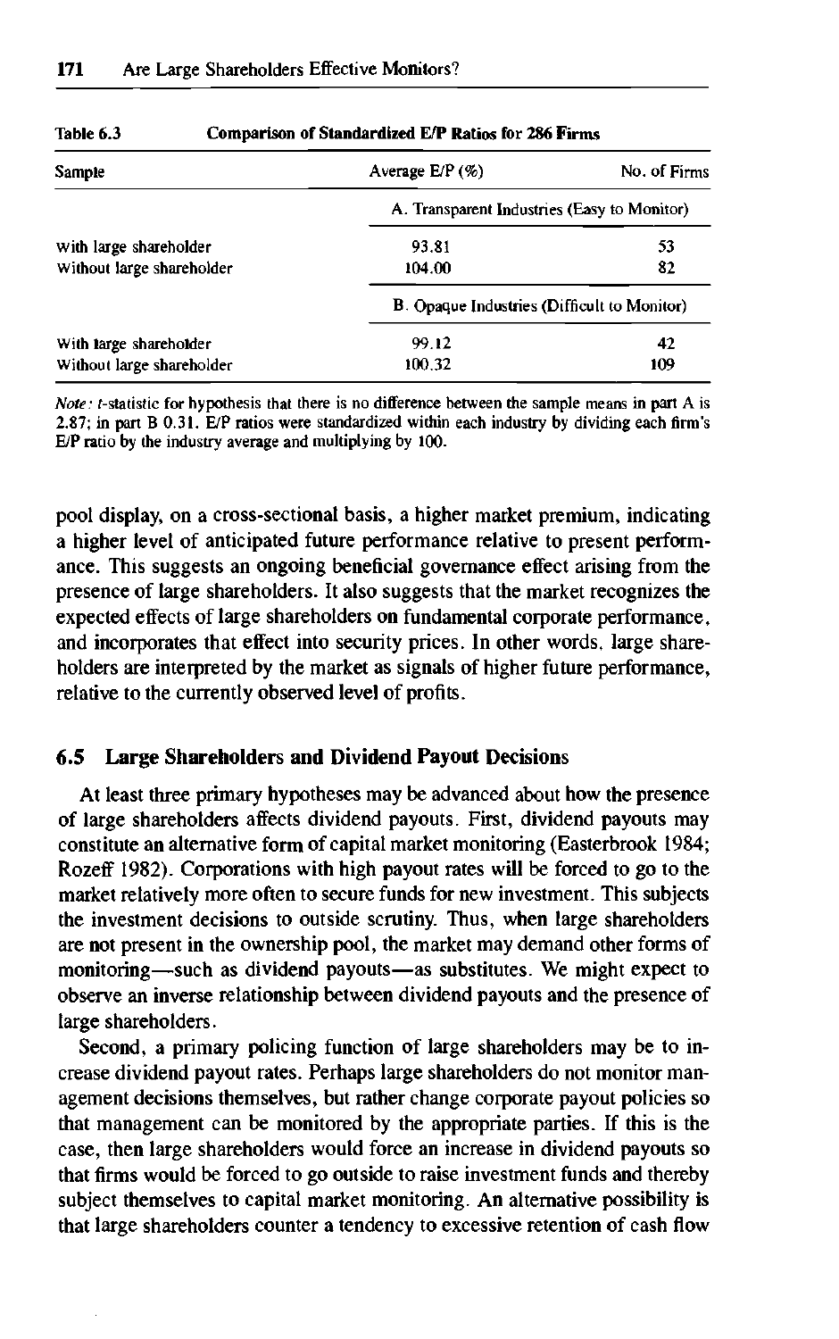Table 6.3 **Comparison of Standardized E/P Ratios for 286 Firms**

| Sample | Average E/P (%) | No. of Firms |
|---|---|---|
| | A. Transparent Industries (Easy to Monitor) | |
| With large shareholder | 93.81 | 53 |
| Without large shareholder | 104.00 | 82 |
| | B. Opaque Industries (Difficult to Monitor) | |
| With large shareholder | 99.12 | 42 |
| Without large shareholder | 100.32 | 109 |

*Note:* $t$-statistic for hypothesis that there is no difference between the sample means in part A is 2.87; in part B 0.31. E/P ratios were standardized within each industry by dividing each firm's E/P ratio by the industry average and multiplying by 100.

pool display, on a cross-sectional basis, a higher market premium, indicating a higher level of anticipated future performance relative to present performance. This suggests an ongoing beneficial governance effect arising from the presence of large shareholders. It also suggests that the market recognizes the expected effects of large shareholders on fundamental corporate performance, and incorporates that effect into security prices. In other words, large shareholders are interpreted by the market as signals of higher future performance, relative to the currently observed level of profits.

### 6.5 Large Shareholders and Dividend Payout Decisions

At least three primary hypotheses may be advanced about how the presence of large shareholders affects dividend payouts. First, dividend payouts may constitute an alternative form of capital market monitoring (Easterbrook 1984; Rozeff 1982). Corporations with high payout rates will be forced to go to the market relatively more often to secure funds for new investment. This subjects the investment decisions to outside scrutiny. Thus, when large shareholders are not present in the ownership pool, the market may demand other forms of monitoring—such as dividend payouts—as substitutes. We might expect to observe an inverse relationship between dividend payouts and the presence of large shareholders.

Second, a primary policing function of large shareholders may be to increase dividend payout rates. Perhaps large shareholders do not monitor management decisions themselves, but rather change corporate payout policies so that management can be monitored by the appropriate parties. If this is the case, then large shareholders would force an increase in dividend payouts so that firms would be forced to go outside to raise investment funds and thereby subject themselves to capital market monitoring. An alternative possibility is that large shareholders counter a tendency to excessive retention of cash flow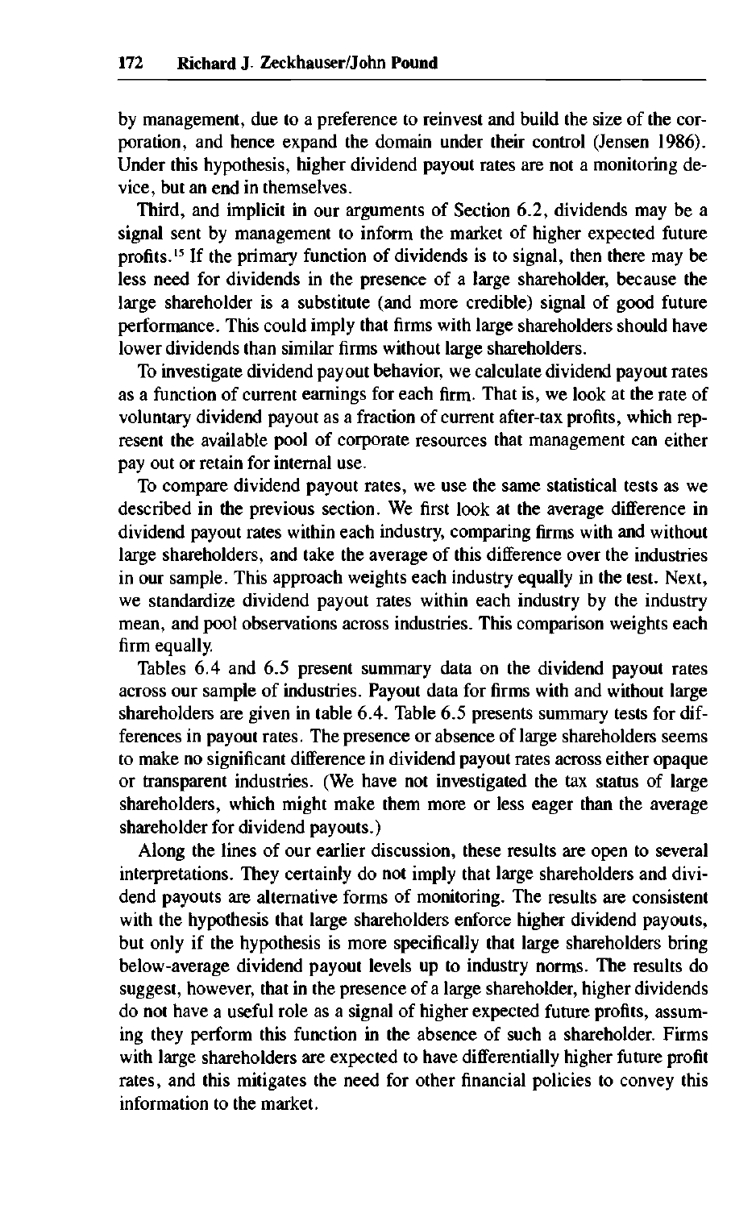by management, due to a preference to reinvest and build the size of the corporation, and hence expand the domain under their control (Jensen 1986). Under this hypothesis, higher dividend payout rates are not a monitoring device, but an end in themselves.

Third, and implicit in our arguments of Section 6.2, dividends may be a signal sent by management to inform the market of higher expected future profits.[15] If the primary function of dividends is to signal, then there may be less need for dividends in the presence of a large shareholder, because the large shareholder is a substitute (and more credible) signal of good future performance. This could imply that firms with large shareholders should have lower dividends than similar firms without large shareholders.

To investigate dividend payout behavior, we calculate dividend payout rates as a function of current earnings for each firm. That is, we look at the rate of voluntary dividend payout as a fraction of current after-tax profits, which represent the available pool of corporate resources that management can either pay out or retain for internal use.

To compare dividend payout rates, we use the same statistical tests as we described in the previous section. We first look at the average difference in dividend payout rates within each industry, comparing firms with and without large shareholders, and take the average of this difference over the industries in our sample. This approach weights each industry equally in the test. Next, we standardize dividend payout rates within each industry by the industry mean, and pool observations across industries. This comparison weights each firm equally.

Tables 6.4 and 6.5 present summary data on the dividend payout rates across our sample of industries. Payout data for firms with and without large shareholders are given in table 6.4. Table 6.5 presents summary tests for differences in payout rates. The presence or absence of large shareholders seems to make no significant difference in dividend payout rates across either opaque or transparent industries. (We have not investigated the tax status of large shareholders, which might make them more or less eager than the average shareholder for dividend payouts.)

Along the lines of our earlier discussion, these results are open to several interpretations. They certainly do not imply that large shareholders and dividend payouts are alternative forms of monitoring. The results are consistent with the hypothesis that large shareholders enforce higher dividend payouts, but only if the hypothesis is more specifically that large shareholders bring below-average dividend payout levels up to industry norms. The results do suggest, however, that in the presence of a large shareholder, higher dividends do not have a useful role as a signal of higher expected future profits, assuming they perform this function in the absence of such a shareholder. Firms with large shareholders are expected to have differentially higher future profit rates, and this mitigates the need for other financial policies to convey this information to the market.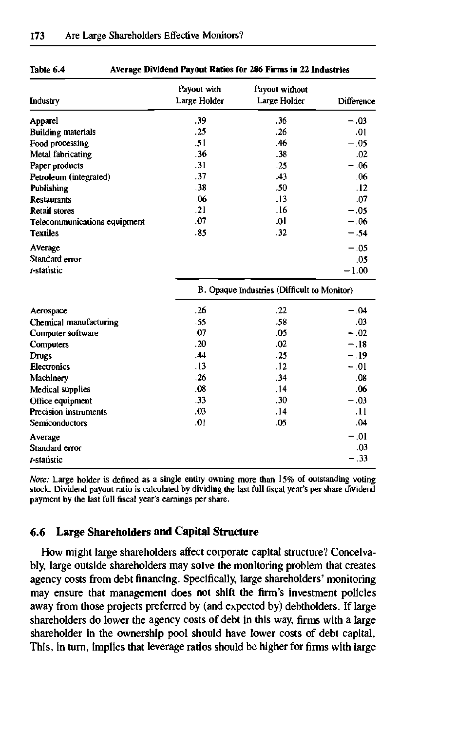Table 6.4 **Average Dividend Payout Ratios for 286 Firms in 22 Industries**

| Industry | Payout with Large Holder | Payout without Large Holder | Difference |
|---|---|---|---|
| Apparel | .39 | .36 | −.03 |
| Building materials | .25 | .26 | .01 |
| Food processing | .51 | .46 | −.05 |
| Metal fabricating | .36 | .38 | .02 |
| Paper products | .31 | .25 | −.06 |
| Petroleum (integrated) | .37 | .43 | .06 |
| Publishing | .38 | .50 | .12 |
| Restaurants | .06 | .13 | .07 |
| Retail stores | .21 | .16 | −.05 |
| Telecommunications equipment | .07 | .01 | −.06 |
| Textiles | .85 | .32 | −.54 |
| Average | | | −.05 |
| Standard error | | | .05 |
| $t$-statistic | | | −1.00 |
| | B. Opaque Industries (Difficult to Monitor) | | |
| Aerospace | .26 | .22 | −.04 |
| Chemical manufacturing | .55 | .58 | .03 |
| Computer software | .07 | .05 | −.02 |
| Computers | .20 | .02 | −.18 |
| Drugs | .44 | .25 | −.19 |
| Electronics | .13 | .12 | −.01 |
| Machinery | .26 | .34 | .08 |
| Medical supplies | .08 | .14 | .06 |
| Office equipment | .33 | .30 | −.03 |
| Precision instruments | .03 | .14 | .11 |
| Semiconductors | .01 | .05 | .04 |
| Average | | | −.01 |
| Standard error | | | .03 |
| $t$-statistic | | | −.33 |

*Note:* Large holder is defined as a single entity owning more than 15% of outstanding voting stock. Dividend payout ratio is calculated by dividing the last full fiscal year's per share dividend payment by the last full fiscal year's earnings per share.

## 6.6 Large Shareholders and Capital Structure

How might large shareholders affect corporate capital structure? Conceivably, large outside shareholders may solve the monitoring problem that creates agency costs from debt financing. Specifically, large shareholders' monitoring may ensure that management does not shift the firm's investment policies away from those projects preferred by (and expected by) debtholders. If large shareholders do lower the agency costs of debt in this way, firms with a large shareholder in the ownership pool should have lower costs of debt capital. This, in turn, implies that leverage ratios should be higher for firms with large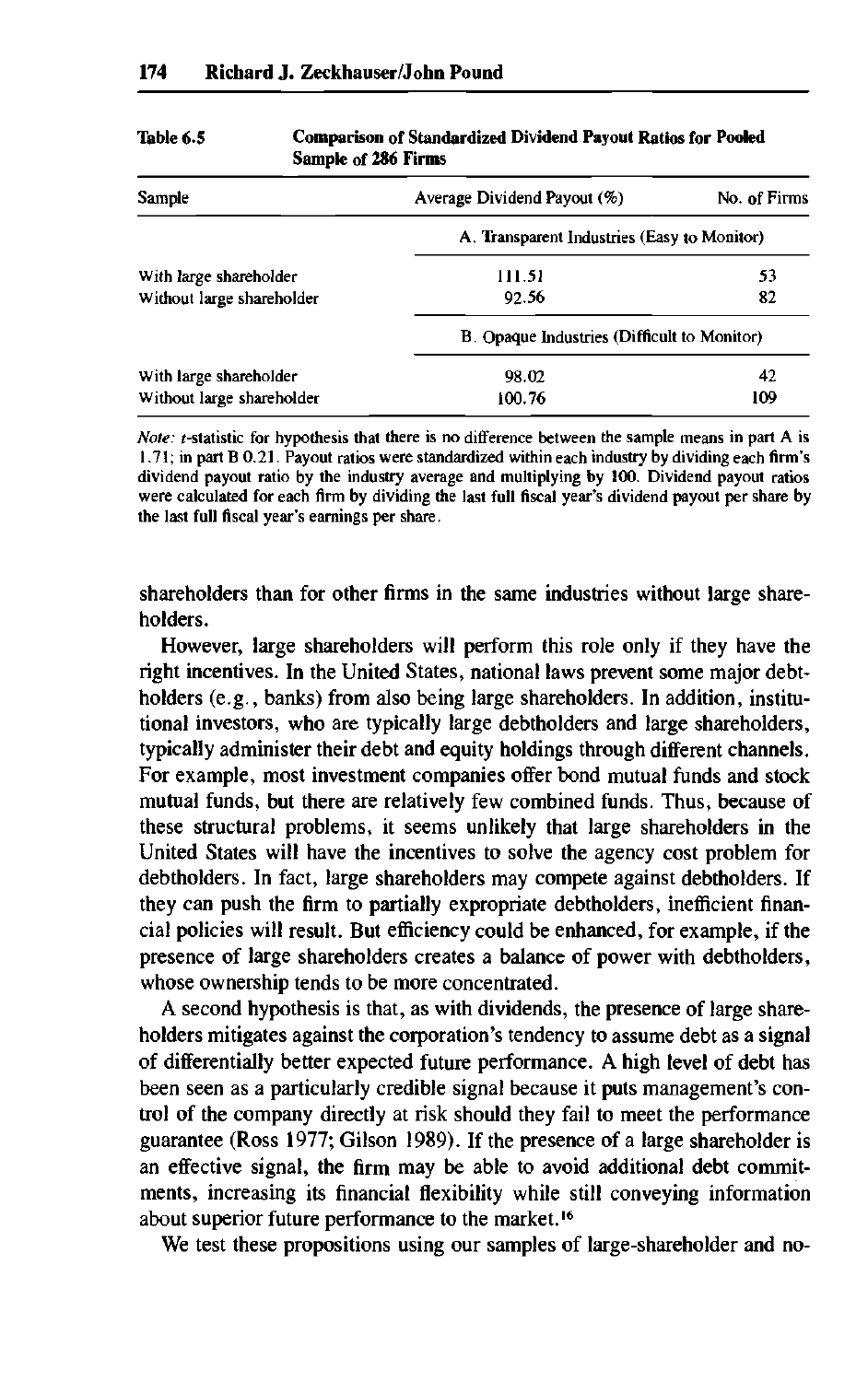Table 6.5 **Comparison of Standardized Dividend Payout Ratios for Pooled Sample of 286 Firms**

| Sample | Average Dividend Payout (%) | No. of Firms |
|---|---|---|
| | A. Transparent Industries (Easy to Monitor) | |
| With large shareholder | 111.51 | 53 |
| Without large shareholder | 92.56 | 82 |
| | B. Opaque Industries (Difficult to Monitor) | |
| With large shareholder | 98.02 | 42 |
| Without large shareholder | 100.76 | 109 |

*Note:* $t$-statistic for hypothesis that there is no difference between the sample means in part A is 1.71; in part B 0.21. Payout ratios were standardized within each industry by dividing each firm's dividend payout ratio by the industry average and multiplying by 100. Dividend payout ratios were calculated for each firm by dividing the last full fiscal year's dividend payout per share by the last full fiscal year's earnings per share.

shareholders than for other firms in the same industries without large shareholders.

However, large shareholders will perform this role only if they have the right incentives. In the United States, national laws prevent some major debtholders (e.g., banks) from also being large shareholders. In addition, institutional investors, who are typically large debtholders and large shareholders, typically administer their debt and equity holdings through different channels. For example, most investment companies offer bond mutual funds and stock mutual funds, but there are relatively few combined funds. Thus, because of these structural problems, it seems unlikely that large shareholders in the United States will have the incentives to solve the agency cost problem for debtholders. In fact, large shareholders may compete against debtholders. If they can push the firm to partially expropriate debtholders, inefficient financial policies will result. But efficiency could be enhanced, for example, if the presence of large shareholders creates a balance of power with debtholders, whose ownership tends to be more concentrated.

A second hypothesis is that, as with dividends, the presence of large shareholders mitigates against the corporation's tendency to assume debt as a signal of differentially better expected future performance. A high level of debt has been seen as a particularly credible signal because it puts management's control of the company directly at risk should they fail to meet the performance guarantee (Ross 1977; Gilson 1989). If the presence of a large shareholder is an effective signal, the firm may be able to avoid additional debt commitments, increasing its financial flexibility while still conveying information about superior future performance to the market.[16]

We test these propositions using our samples of large-shareholder and no-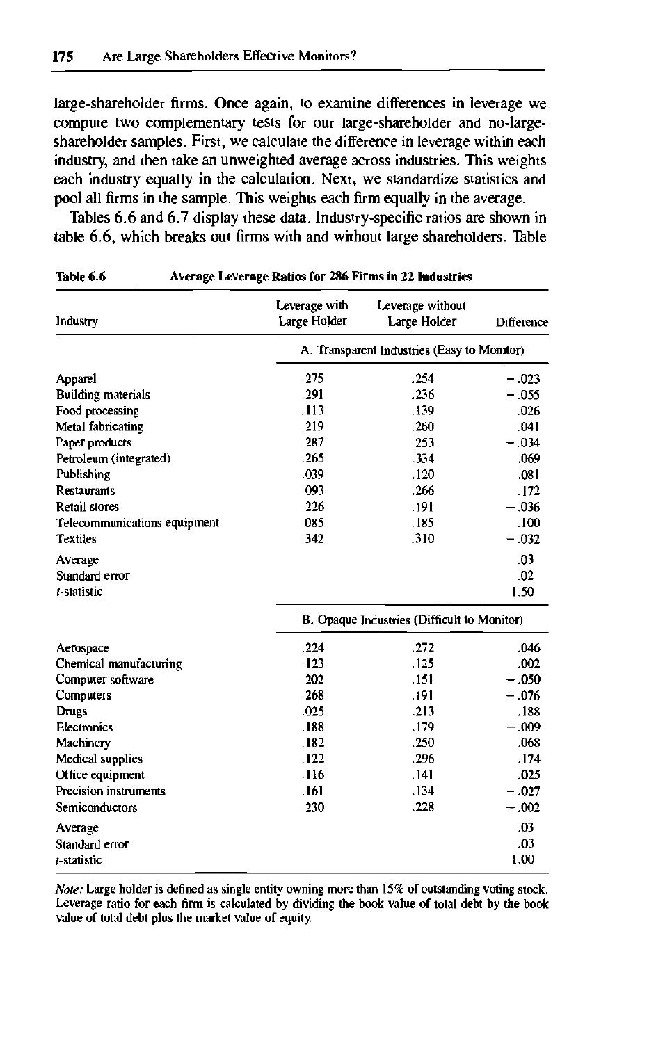large-shareholder firms. Once again, to examine differences in leverage we compute two complementary tests for our large-shareholder and no-large-shareholder samples. First, we calculate the difference in leverage within each industry, and then take an unweighted average across industries. This weights each industry equally in the calculation. Next, we standardize statistics and pool all firms in the sample. This weights each firm equally in the average.

Tables 6.6 and 6.7 display these data. Industry-specific ratios are shown in table 6.6, which breaks out firms with and without large shareholders. Table

**Table 6.6 Average Leverage Ratios for 286 Firms in 22 Industries**

| Industry | Leverage with Large Holder | Leverage without Large Holder | Difference |
|---|---|---|---|
| | A. Transparent Industries (Easy to Monitor) | | |
| Apparel | .275 | .254 | −.023 |
| Building materials | .291 | .236 | −.055 |
| Food processing | .113 | .139 | .026 |
| Metal fabricating | .219 | .260 | .041 |
| Paper products | .287 | .253 | −.034 |
| Petroleum (integrated) | .265 | .334 | .069 |
| Publishing | .039 | .120 | .081 |
| Restaurants | .093 | .266 | .172 |
| Retail stores | .226 | .191 | −.036 |
| Telecommunications equipment | .085 | .185 | .100 |
| Textiles | .342 | .310 | −.032 |
| Average | | | .03 |
| Standard error | | | .02 |
| $t$-statistic | | | 1.50 |
| | B. Opaque Industries (Difficult to Monitor) | | |
| Aerospace | .224 | .272 | .046 |
| Chemical manufacturing | .123 | .125 | .002 |
| Computer software | .202 | .151 | −.050 |
| Computers | .268 | .191 | −.076 |
| Drugs | .025 | .213 | .188 |
| Electronics | .188 | .179 | −.009 |
| Machinery | .182 | .250 | .068 |
| Medical supplies | .122 | .296 | .174 |
| Office equipment | .116 | .141 | .025 |
| Precision instruments | .161 | .134 | −.027 |
| Semiconductors | .230 | .228 | −.002 |
| Average | | | .03 |
| Standard error | | | .03 |
| $t$-statistic | | | 1.00 |

*Note:* Large holder is defined as single entity owning more than 15% of outstanding voting stock. Leverage ratio for each firm is calculated by dividing the book value of total debt by the book value of total debt plus the market value of equity.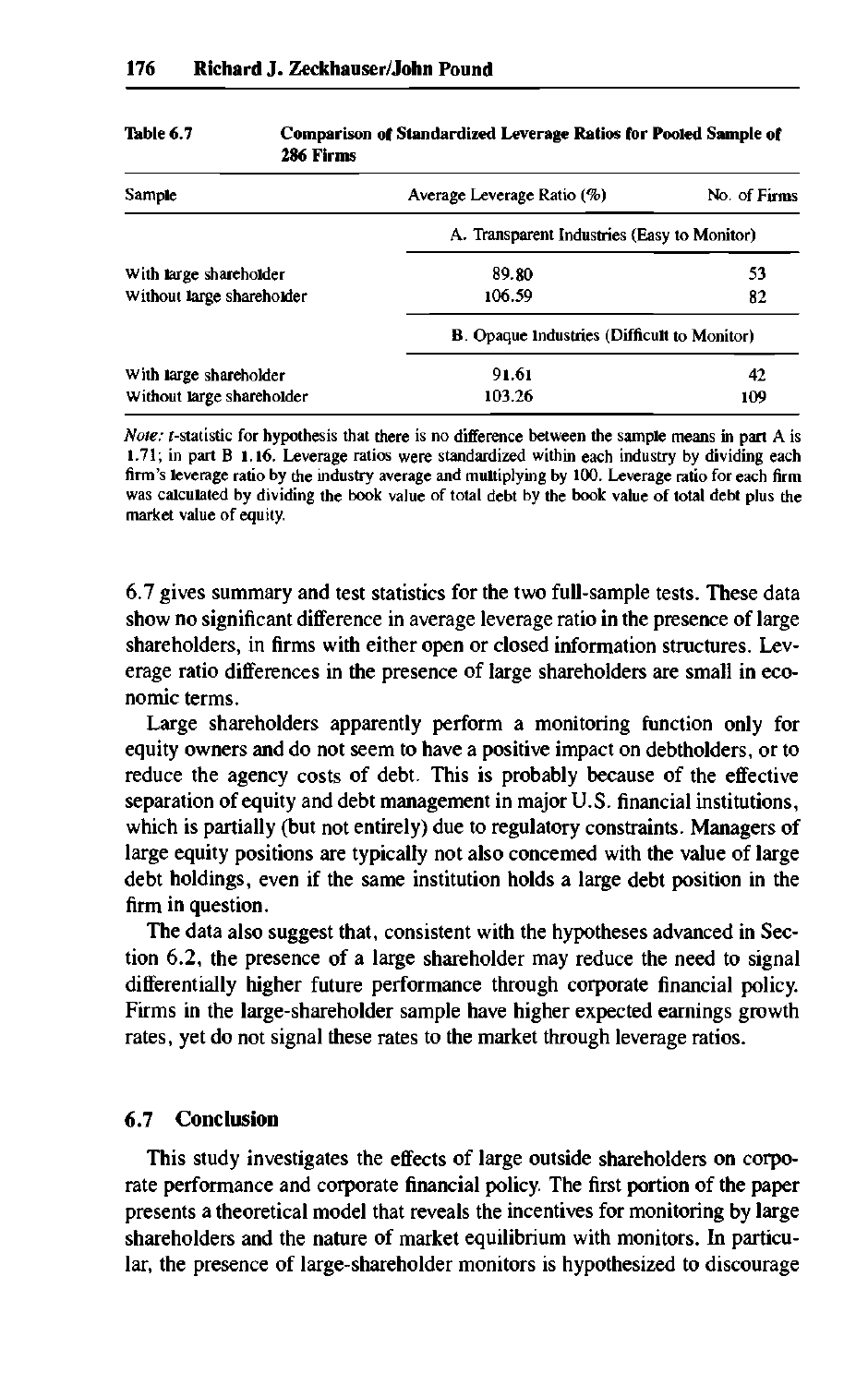Table 6.7 **Comparison of Standardized Leverage Ratios for Pooled Sample of 286 Firms**

| Sample | Average Leverage Ratio (%) | No. of Firms |
|---|---|---|
| | A. Transparent Industries (Easy to Monitor) | |
| With large shareholder | 89.80 | 53 |
| Without large shareholder | 106.59 | 82 |
| | B. Opaque Industries (Difficult to Monitor) | |
| With large shareholder | 91.61 | 42 |
| Without large shareholder | 103.26 | 109 |

*Note:* $t$-statistic for hypothesis that there is no difference between the sample means in part A is 1.71; in part B 1.16. Leverage ratios were standardized within each industry by dividing each firm's leverage ratio by the industry average and multiplying by 100. Leverage ratio for each firm was calculated by dividing the book value of total debt by the book value of total debt plus the market value of equity.

6.7 gives summary and test statistics for the two full-sample tests. These data show no significant difference in average leverage ratio in the presence of large shareholders, in firms with either open or closed information structures. Leverage ratio differences in the presence of large shareholders are small in economic terms.

Large shareholders apparently perform a monitoring function only for equity owners and do not seem to have a positive impact on debtholders, or to reduce the agency costs of debt. This is probably because of the effective separation of equity and debt management in major U.S. financial institutions, which is partially (but not entirely) due to regulatory constraints. Managers of large equity positions are typically not also concerned with the value of large debt holdings, even if the same institution holds a large debt position in the firm in question.

The data also suggest that, consistent with the hypotheses advanced in Section 6.2, the presence of a large shareholder may reduce the need to signal differentially higher future performance through corporate financial policy. Firms in the large-shareholder sample have higher expected earnings growth rates, yet do not signal these rates to the market through leverage ratios.

## 6.7 Conclusion

This study investigates the effects of large outside shareholders on corporate performance and corporate financial policy. The first portion of the paper presents a theoretical model that reveals the incentives for monitoring by large shareholders and the nature of market equilibrium with monitors. In particular, the presence of large-shareholder monitors is hypothesized to discourage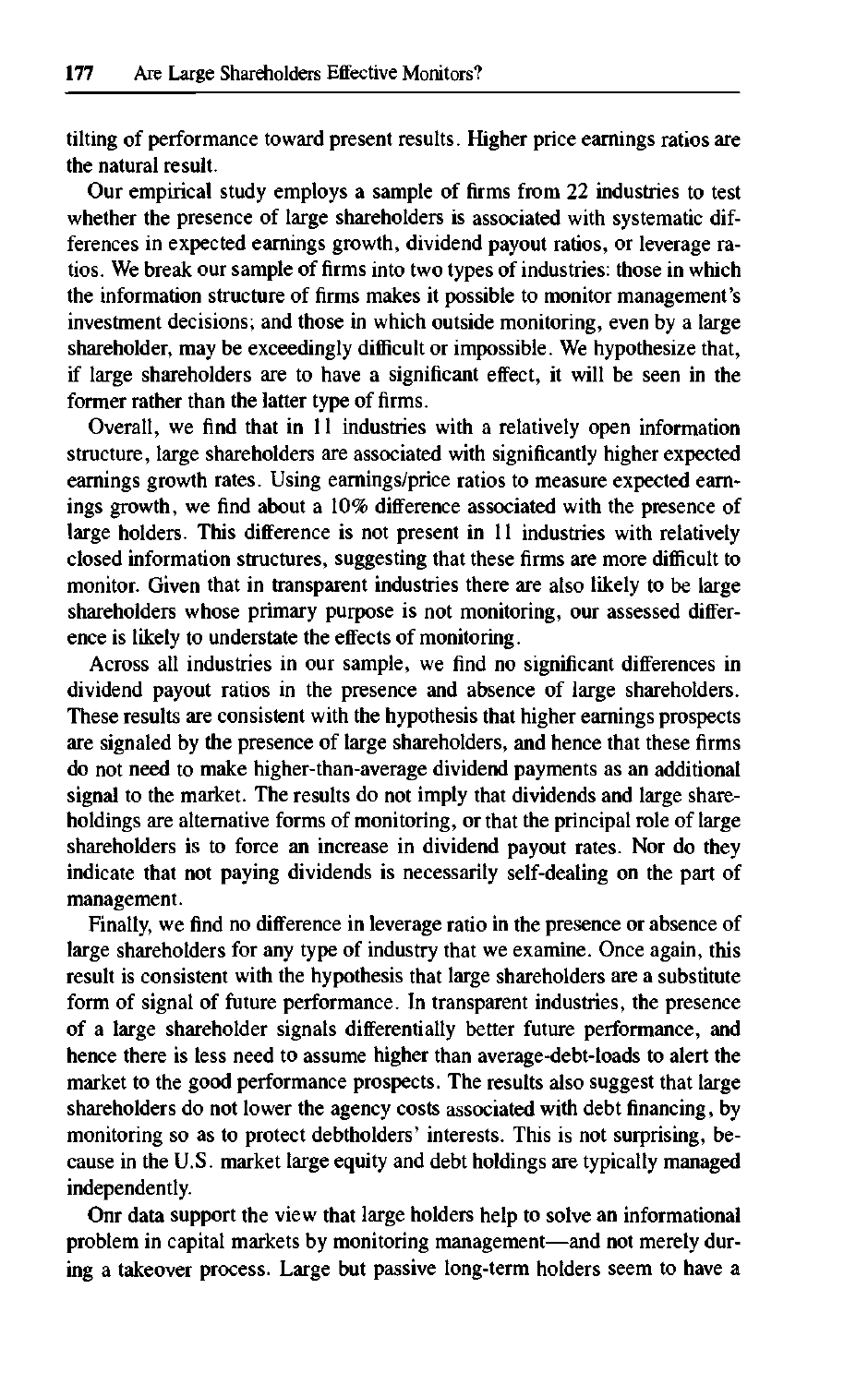tilting of performance toward present results. Higher price earnings ratios are the natural result.

Our empirical study employs a sample of firms from 22 industries to test whether the presence of large shareholders is associated with systematic differences in expected earnings growth, dividend payout ratios, or leverage ratios. We break our sample of firms into two types of industries: those in which the information structure of firms makes it possible to monitor management's investment decisions; and those in which outside monitoring, even by a large shareholder, may be exceedingly difficult or impossible. We hypothesize that, if large shareholders are to have a significant effect, it will be seen in the former rather than the latter type of firms.

Overall, we find that in 11 industries with a relatively open information structure, large shareholders are associated with significantly higher expected earnings growth rates. Using earnings/price ratios to measure expected earnings growth, we find about a 10% difference associated with the presence of large holders. This difference is not present in 11 industries with relatively closed information structures, suggesting that these firms are more difficult to monitor. Given that in transparent industries there are also likely to be large shareholders whose primary purpose is not monitoring, our assessed difference is likely to understate the effects of monitoring.

Across all industries in our sample, we find no significant differences in dividend payout ratios in the presence and absence of large shareholders. These results are consistent with the hypothesis that higher earnings prospects are signaled by the presence of large shareholders, and hence that these firms do not need to make higher-than-average dividend payments as an additional signal to the market. The results do not imply that dividends and large shareholdings are alternative forms of monitoring, or that the principal role of large shareholders is to force an increase in dividend payout rates. Nor do they indicate that not paying dividends is necessarily self-dealing on the part of management.

Finally, we find no difference in leverage ratio in the presence or absence of large shareholders for any type of industry that we examine. Once again, this result is consistent with the hypothesis that large shareholders are a substitute form of signal of future performance. In transparent industries, the presence of a large shareholder signals differentially better future performance, and hence there is less need to assume higher than average-debt-loads to alert the market to the good performance prospects. The results also suggest that large shareholders do not lower the agency costs associated with debt financing, by monitoring so as to protect debtholders' interests. This is not surprising, because in the U.S. market large equity and debt holdings are typically managed independently.

Onr data support the view that large holders help to solve an informational problem in capital markets by monitoring management—and not merely during a takeover process. Large but passive long-term holders seem to have a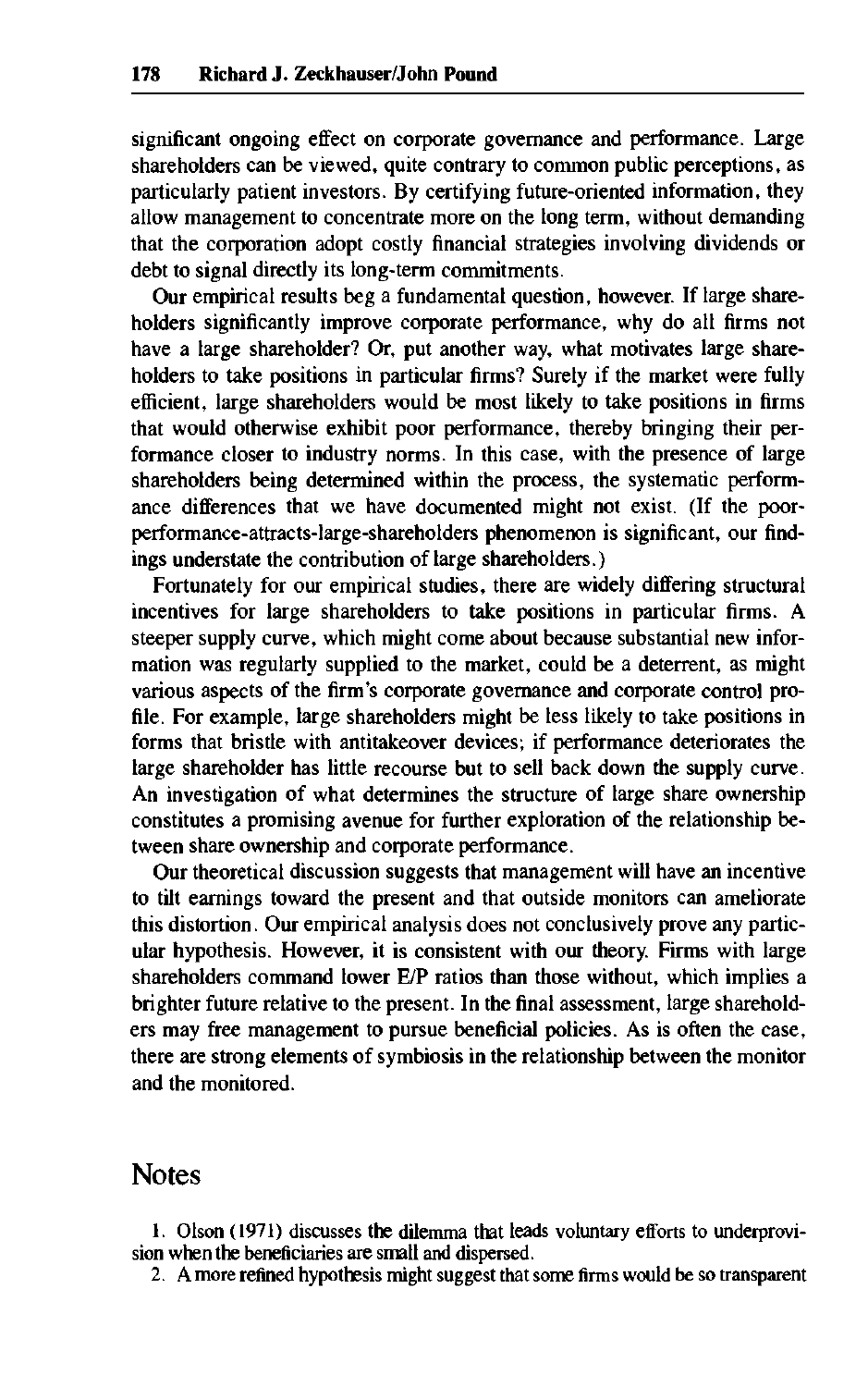significant ongoing effect on corporate governance and performance. Large shareholders can be viewed, quite contrary to common public perceptions, as particularly patient investors. By certifying future-oriented information, they allow management to concentrate more on the long term, without demanding that the corporation adopt costly financial strategies involving dividends or debt to signal directly its long-term commitments.

Our empirical results beg a fundamental question, however. If large shareholders significantly improve corporate performance, why do all firms not have a large shareholder? Or, put another way, what motivates large shareholders to take positions in particular firms? Surely if the market were fully efficient, large shareholders would be most likely to take positions in firms that would otherwise exhibit poor performance, thereby bringing their performance closer to industry norms. In this case, with the presence of large shareholders being determined within the process, the systematic performance differences that we have documented might not exist. (If the poor-performance-attracts-large-shareholders phenomenon is significant, our findings understate the contribution of large shareholders.)

Fortunately for our empirical studies, there are widely differing structural incentives for large shareholders to take positions in particular firms. A steeper supply curve, which might come about because substantial new information was regularly supplied to the market, could be a deterrent, as might various aspects of the firm's corporate governance and corporate control profile. For example, large shareholders might be less likely to take positions in forms that bristle with antitakeover devices; if performance deteriorates the large shareholder has little recourse but to sell back down the supply curve. An investigation of what determines the structure of large share ownership constitutes a promising avenue for further exploration of the relationship between share ownership and corporate performance.

Our theoretical discussion suggests that management will have an incentive to tilt earnings toward the present and that outside monitors can ameliorate this distortion. Our empirical analysis does not conclusively prove any particular hypothesis. However, it is consistent with our theory. Firms with large shareholders command lower E/P ratios than those without, which implies a brighter future relative to the present. In the final assessment, large shareholders may free management to pursue beneficial policies. As is often the case, there are strong elements of symbiosis in the relationship between the monitor and the monitored.

## Notes

1. Olson (1971) discusses the dilemma that leads voluntary efforts to underprovision when the beneficiaries are small and dispersed.
2. A more refined hypothesis might suggest that some firms would be so transparent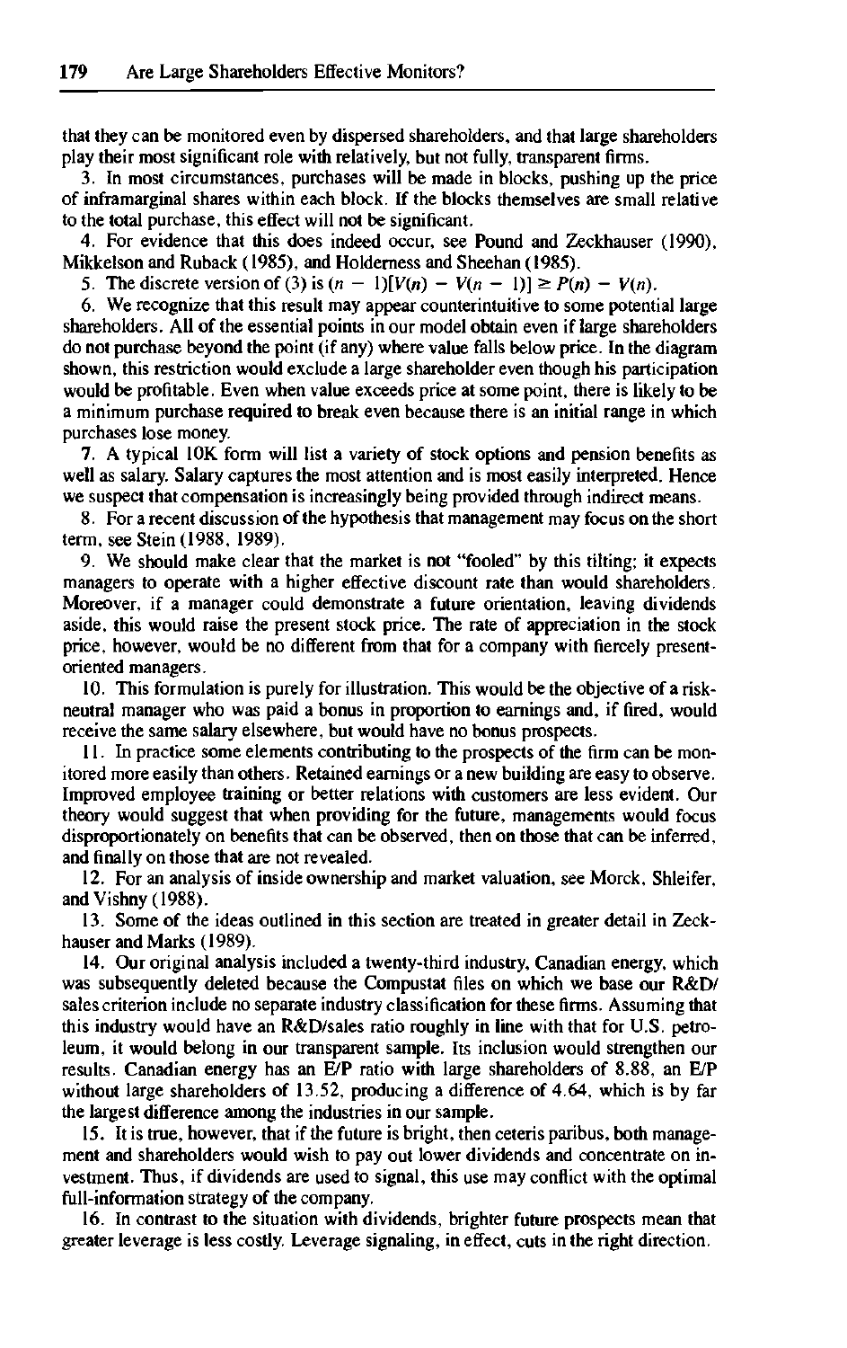that they can be monitored even by dispersed shareholders, and that large shareholders play their most significant role with relatively, but not fully, transparent firms.

3. In most circumstances, purchases will be made in blocks, pushing up the price of inframarginal shares within each block. If the blocks themselves are small relative to the total purchase, this effect will not be significant.

4. For evidence that this does indeed occur, see Pound and Zeckhauser (1990), Mikkelson and Ruback (1985), and Holderness and Sheehan (1985).

5. The discrete version of (3) is $(n - 1)[V(n) - V(n - 1)] \geq P(n) - V(n)$.

6. We recognize that this result may appear counterintuitive to some potential large shareholders. All of the essential points in our model obtain even if large shareholders do not purchase beyond the point (if any) where value falls below price. In the diagram shown, this restriction would exclude a large shareholder even though his participation would be profitable. Even when value exceeds price at some point, there is likely to be a minimum purchase required to break even because there is an initial range in which purchases lose money.

7. A typical 10K form will list a variety of stock options and pension benefits as well as salary. Salary captures the most attention and is most easily interpreted. Hence we suspect that compensation is increasingly being provided through indirect means.

8. For a recent discussion of the hypothesis that management may focus on the short term, see Stein (1988, 1989).

9. We should make clear that the market is not "fooled" by this tilting; it expects managers to operate with a higher effective discount rate than would shareholders. Moreover, if a manager could demonstrate a future orientation, leaving dividends aside, this would raise the present stock price. The rate of appreciation in the stock price, however, would be no different from that for a company with fiercely present-oriented managers.

10. This formulation is purely for illustration. This would be the objective of a risk-neutral manager who was paid a bonus in proportion to earnings and, if fired, would receive the same salary elsewhere, but would have no bonus prospects.

11. In practice some elements contributing to the prospects of the firm can be monitored more easily than others. Retained earnings or a new building are easy to observe. Improved employee training or better relations with customers are less evident. Our theory would suggest that when providing for the future, managements would focus disproportionately on benefits that can be observed, then on those that can be inferred, and finally on those that are not revealed.

12. For an analysis of inside ownership and market valuation, see Morck, Shleifer, and Vishny (1988).

13. Some of the ideas outlined in this section are treated in greater detail in Zeckhauser and Marks (1989).

14. Our original analysis included a twenty-third industry, Canadian energy, which was subsequently deleted because the Compustat files on which we base our R&D/sales criterion include no separate industry classification for these firms. Assuming that this industry would have an R&D/sales ratio roughly in line with that for U.S. petroleum, it would belong in our transparent sample. Its inclusion would strengthen our results. Canadian energy has an E/P ratio with large shareholders of 8.88, an E/P without large shareholders of 13.52, producing a difference of 4.64, which is by far the largest difference among the industries in our sample.

15. It is true, however, that if the future is bright, then ceteris paribus, both management and shareholders would wish to pay out lower dividends and concentrate on investment. Thus, if dividends are used to signal, this use may conflict with the optimal full-information strategy of the company.

16. In contrast to the situation with dividends, brighter future prospects mean that greater leverage is less costly. Leverage signaling, in effect, cuts in the right direction.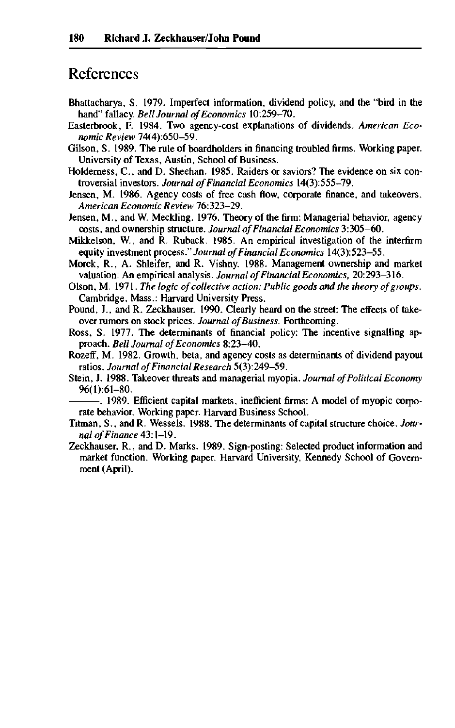## References

Bhattacharya, S. 1979. Imperfect information, dividend policy, and the "bird in the hand" fallacy. *Bell Journal of Economics* 10:259–70.

Easterbrook, F. 1984. Two agency-cost explanations of dividends. *American Economic Review* 74(4):650–59.

Gilson, S. 1989. The rule of boardholders in financing troubled firms. Working paper. University of Texas, Austin, School of Business.

Holderness, C., and D. Sheehan. 1985. Raiders or saviors? The evidence on six controversial investors. *Journal of Financial Economics* 14(3):555–79.

Jensen, M. 1986. Agency costs of free cash flow, corporate finance, and takeovers. *American Economic Review* 76:323–29.

Jensen, M., and W. Meckling. 1976. Theory of the firm: Managerial behavior, agency costs, and ownership structure. *Journal of Financial Economics* 3:305–60.

Mikkelson, W., and R. Ruback. 1985. An empirical investigation of the interfirm equity investment process." *Journal of Financial Economics* 14(3):523–55.

Morck, R., A. Shleifer, and R. Vishny. 1988. Management ownership and market valuation: An empirical analysis. *Journal of Financial Economics*, 20:293–316.

Olson, M. 1971. *The logic of collective action: Public goods and the theory of groups*. Cambridge, Mass.: Harvard University Press.

Pound, J., and R. Zeckhauser. 1990. Clearly heard on the street: The effects of takeover rumors on stock prices. *Journal of Business*. Forthcoming.

Ross, S. 1977. The determinants of financial policy: The incentive signalling approach. *Bell Journal of Economics* 8:23–40.

Rozeff, M. 1982. Growth, beta, and agency costs as determinants of dividend payout ratios. *Journal of Financial Research* 5(3):249–59.

Stein, J. 1988. Takeover threats and managerial myopia. *Journal of Political Economy* 96(1):61–80.

———. 1989. Efficient capital markets, inefficient firms: A model of myopic corporate behavior. Working paper. Harvard Business School.

Titman, S., and R. Wessels. 1988. The determinants of capital structure choice. *Journal of Finance* 43:1–19.

Zeckhauser, R., and D. Marks. 1989. Sign-posting: Selected product information and market function. Working paper. Harvard University, Kennedy School of Government (April).